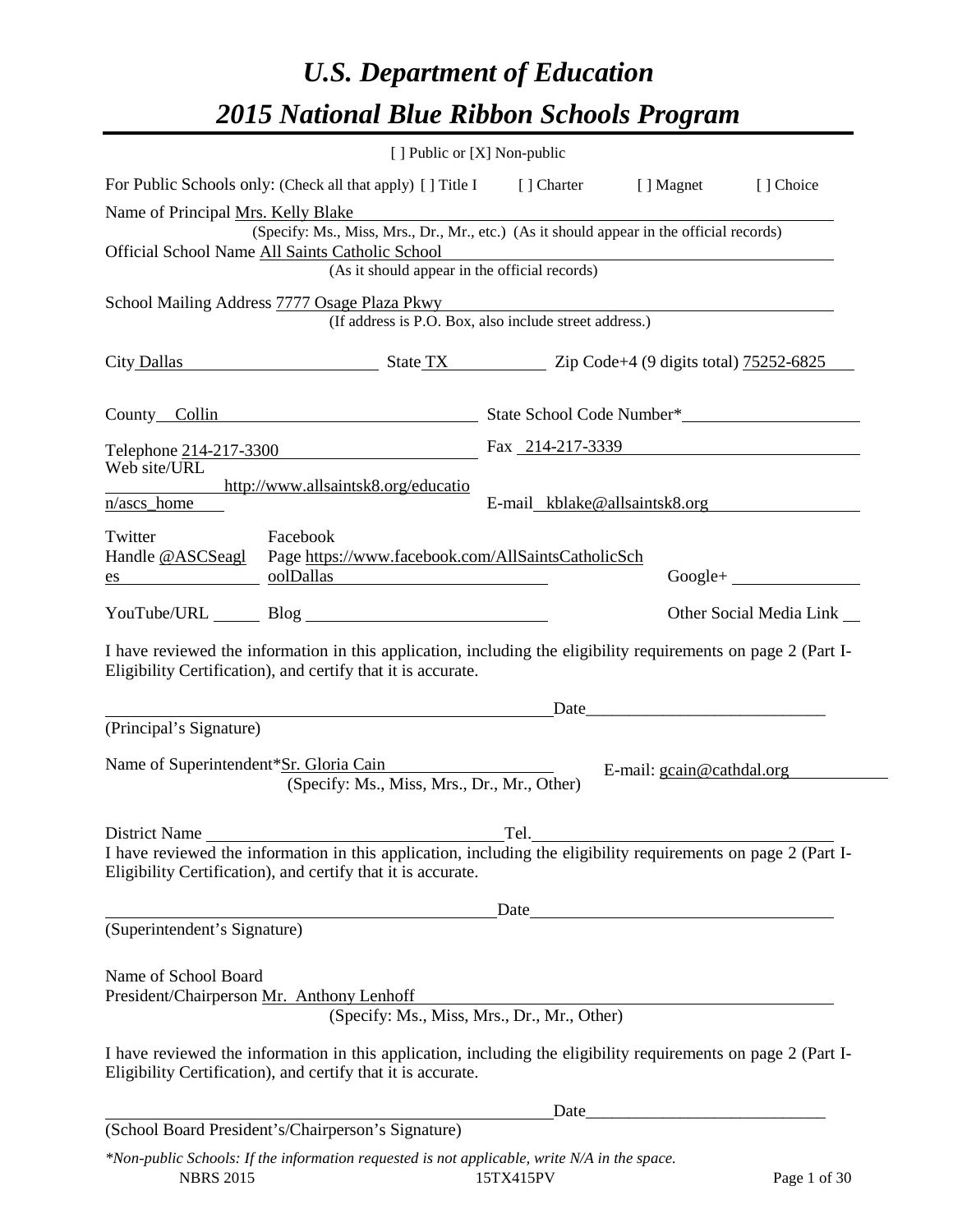# *U.S. Department of Education*

# *2015 National Blue Ribbon Schools Program*

[ ] Public or [X] Non-public

For Public Schools only: (Check all that apply) [ ] Title I [ ] Charter [ ] Magnet [ ] Choice

Name of Principal Mrs. Kelly Blake
(Specify: Ms., Miss, Mrs., Dr., Mr., etc.) (As it should appear in the official records)

Official School Name All Saints Catholic School
(As it should appear in the official records)

School Mailing Address 7777 Osage Plaza Pkwy
(If address is P.O. Box, also include street address.)

City Dallas State TX Zip Code+4 (9 digits total) 75252-6825

County Collin State School Code Number*

Telephone 214-217-3300 Fax 214-217-3339

Web site/URL http://www.allsaintsk8.org/education/ascs_home E-mail kblake@allsaintsk8.org

Twitter Handle @ASCSeagles Facebook Page https://www.facebook.com/AllSaintsCatholicSchoolDallas Google+

YouTube/URL Blog Other Social Media Link

I have reviewed the information in this application, including the eligibility requirements on page 2 (Part I-Eligibility Certification), and certify that it is accurate.

_______________________________________ Date____________________________
(Principal's Signature)

Name of Superintendent*Sr. Gloria Cain E-mail: gcain@cathdal.org
(Specify: Ms., Miss, Mrs., Dr., Mr., Other)

District Name Tel.

I have reviewed the information in this application, including the eligibility requirements on page 2 (Part I-Eligibility Certification), and certify that it is accurate.

_______________________________________ Date____________________________
(Superintendent's Signature)

Name of School Board President/Chairperson Mr. Anthony Lenhoff
(Specify: Ms., Miss, Mrs., Dr., Mr., Other)

I have reviewed the information in this application, including the eligibility requirements on page 2 (Part I-Eligibility Certification), and certify that it is accurate.

_______________________________________ Date____________________________
(School Board President's/Chairperson's Signature)

*\*Non-public Schools: If the information requested is not applicable, write N/A in the space.*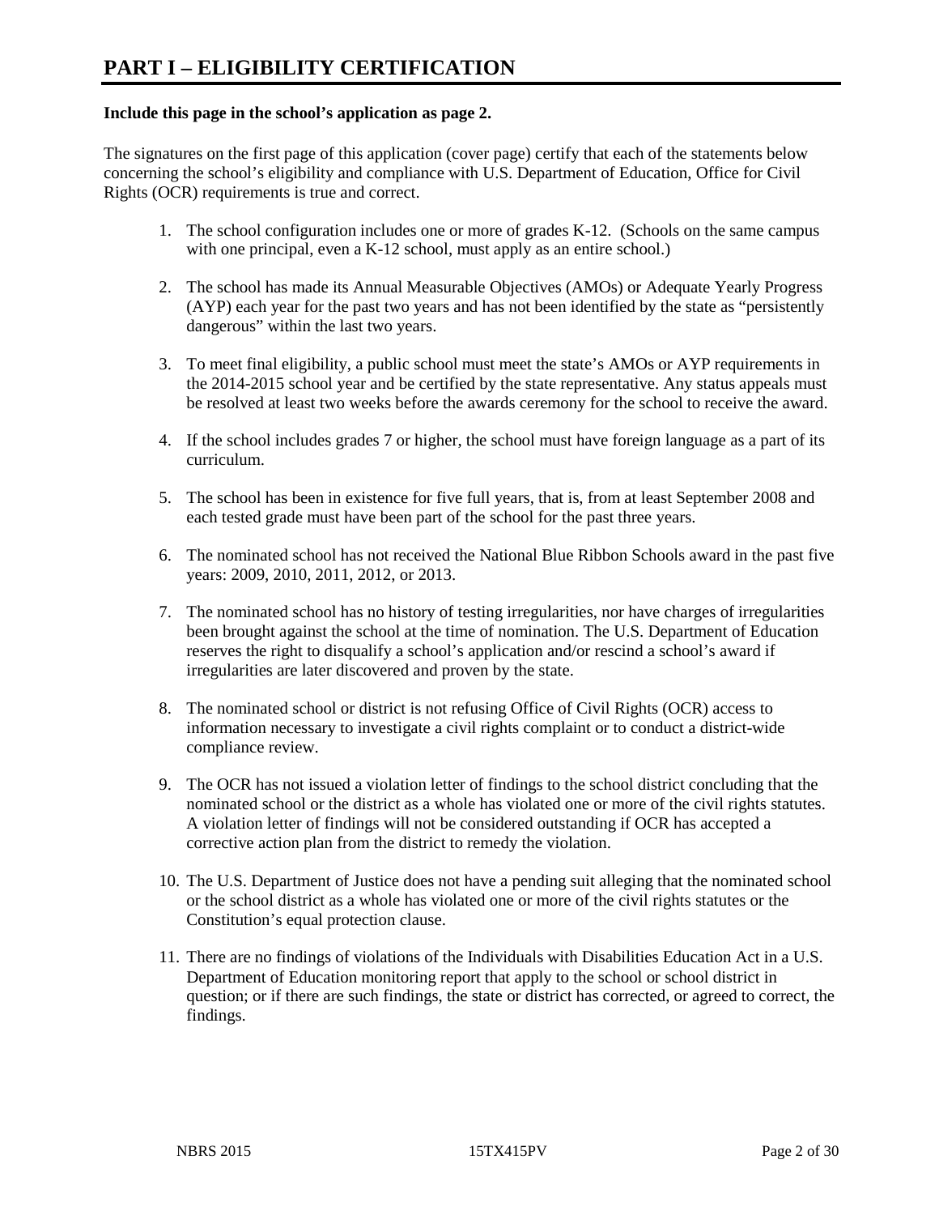# PART I – ELIGIBILITY CERTIFICATION

**Include this page in the school's application as page 2.**

The signatures on the first page of this application (cover page) certify that each of the statements below concerning the school's eligibility and compliance with U.S. Department of Education, Office for Civil Rights (OCR) requirements is true and correct.

1. The school configuration includes one or more of grades K-12. (Schools on the same campus with one principal, even a K-12 school, must apply as an entire school.)

2. The school has made its Annual Measurable Objectives (AMOs) or Adequate Yearly Progress (AYP) each year for the past two years and has not been identified by the state as "persistently dangerous" within the last two years.

3. To meet final eligibility, a public school must meet the state's AMOs or AYP requirements in the 2014-2015 school year and be certified by the state representative. Any status appeals must be resolved at least two weeks before the awards ceremony for the school to receive the award.

4. If the school includes grades 7 or higher, the school must have foreign language as a part of its curriculum.

5. The school has been in existence for five full years, that is, from at least September 2008 and each tested grade must have been part of the school for the past three years.

6. The nominated school has not received the National Blue Ribbon Schools award in the past five years: 2009, 2010, 2011, 2012, or 2013.

7. The nominated school has no history of testing irregularities, nor have charges of irregularities been brought against the school at the time of nomination. The U.S. Department of Education reserves the right to disqualify a school's application and/or rescind a school's award if irregularities are later discovered and proven by the state.

8. The nominated school or district is not refusing Office of Civil Rights (OCR) access to information necessary to investigate a civil rights complaint or to conduct a district-wide compliance review.

9. The OCR has not issued a violation letter of findings to the school district concluding that the nominated school or the district as a whole has violated one or more of the civil rights statutes. A violation letter of findings will not be considered outstanding if OCR has accepted a corrective action plan from the district to remedy the violation.

10. The U.S. Department of Justice does not have a pending suit alleging that the nominated school or the school district as a whole has violated one or more of the civil rights statutes or the Constitution's equal protection clause.

11. There are no findings of violations of the Individuals with Disabilities Education Act in a U.S. Department of Education monitoring report that apply to the school or school district in question; or if there are such findings, the state or district has corrected, or agreed to correct, the findings.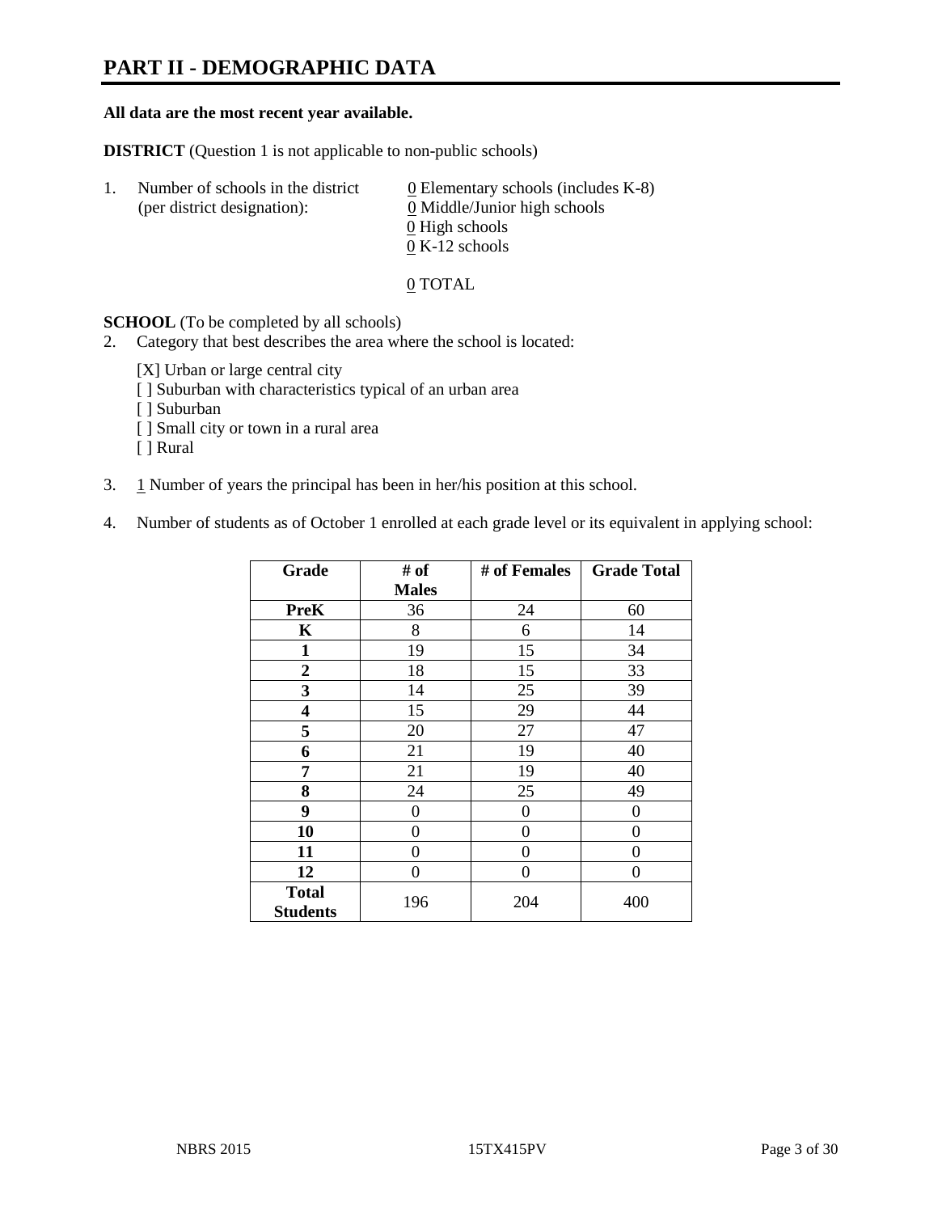# PART II - DEMOGRAPHIC DATA

**All data are the most recent year available.**

**DISTRICT** (Question 1 is not applicable to non-public schools)

1. Number of schools in the district (per district designation):
   - 0 Elementary schools (includes K-8)
   - 0 Middle/Junior high schools
   - 0 High schools
   - 0 K-12 schools

   0 TOTAL

**SCHOOL** (To be completed by all schools)

2. Category that best describes the area where the school is located:

   [X] Urban or large central city
   [ ] Suburban with characteristics typical of an urban area
   [ ] Suburban
   [ ] Small city or town in a rural area
   [ ] Rural

3. 1 Number of years the principal has been in her/his position at this school.

4. Number of students as of October 1 enrolled at each grade level or its equivalent in applying school:

| Grade | # of Males | # of Females | Grade Total |
|---|---|---|---|
| **PreK** | 36 | 24 | 60 |
| **K** | 8 | 6 | 14 |
| **1** | 19 | 15 | 34 |
| **2** | 18 | 15 | 33 |
| **3** | 14 | 25 | 39 |
| **4** | 15 | 29 | 44 |
| **5** | 20 | 27 | 47 |
| **6** | 21 | 19 | 40 |
| **7** | 21 | 19 | 40 |
| **8** | 24 | 25 | 49 |
| **9** | 0 | 0 | 0 |
| **10** | 0 | 0 | 0 |
| **11** | 0 | 0 | 0 |
| **12** | 0 | 0 | 0 |
| **Total Students** | 196 | 204 | 400 |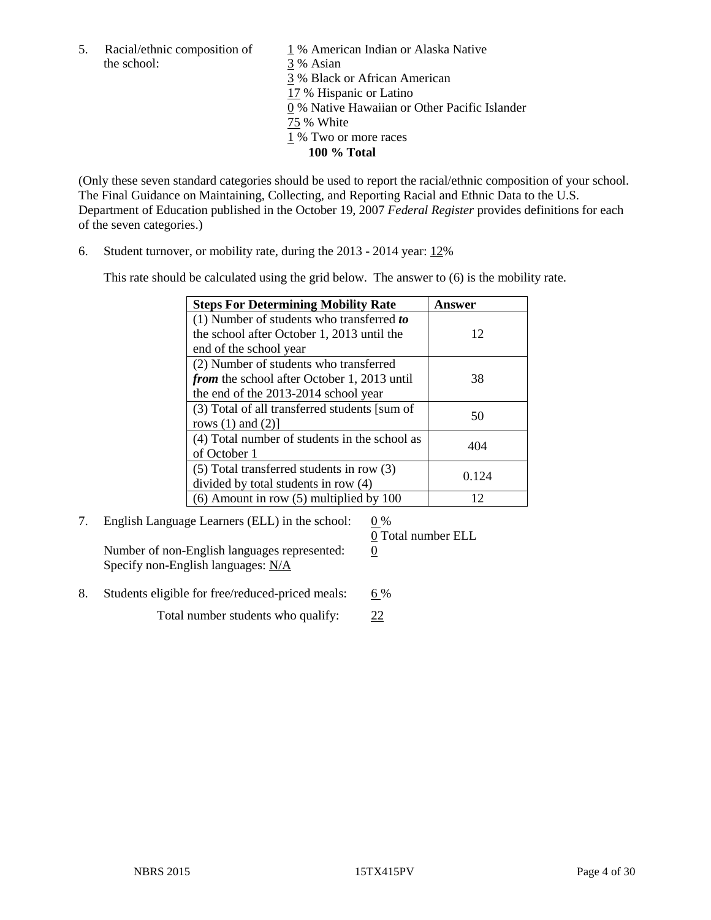5. Racial/ethnic composition of the school:

1 % American Indian or Alaska Native
3 % Asian
3 % Black or African American
17 % Hispanic or Latino
0 % Native Hawaiian or Other Pacific Islander
75 % White
1 % Two or more races
**100 % Total**

(Only these seven standard categories should be used to report the racial/ethnic composition of your school. The Final Guidance on Maintaining, Collecting, and Reporting Racial and Ethnic Data to the U.S. Department of Education published in the October 19, 2007 *Federal Register* provides definitions for each of the seven categories.)

6. Student turnover, or mobility rate, during the 2013 - 2014 year: 12%

This rate should be calculated using the grid below. The answer to (6) is the mobility rate.

| **Steps For Determining Mobility Rate** | **Answer** |
|---|---|
| (1) Number of students who transferred ***to*** the school after October 1, 2013 until the end of the school year | 12 |
| (2) Number of students who transferred ***from*** the school after October 1, 2013 until the end of the 2013-2014 school year | 38 |
| (3) Total of all transferred students [sum of rows (1) and (2)] | 50 |
| (4) Total number of students in the school as of October 1 | 404 |
| (5) Total transferred students in row (3) divided by total students in row (4) | 0.124 |
| (6) Amount in row (5) multiplied by 100 | 12 |

7. English Language Learners (ELL) in the school: 0 %
0 Total number ELL

Number of non-English languages represented: 0
Specify non-English languages: N/A

8. Students eligible for free/reduced-priced meals: 6 %

Total number students who qualify: 22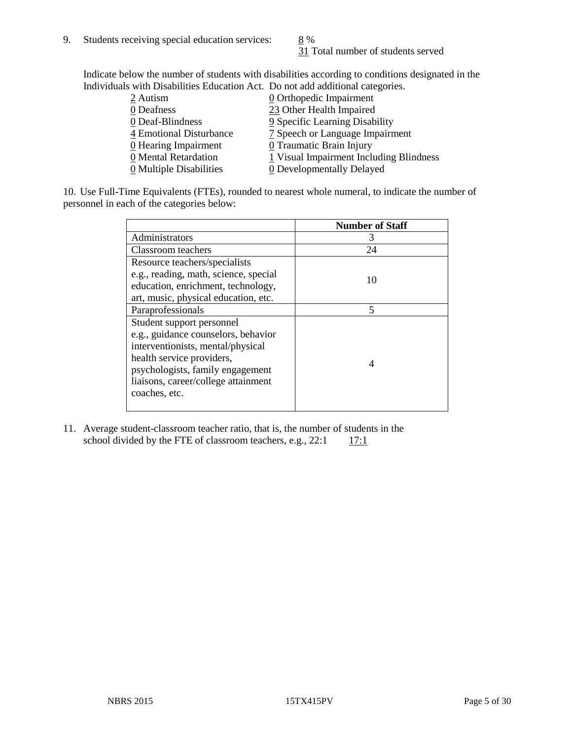9. Students receiving special education services: 8 %
   31 Total number of students served

   Indicate below the number of students with disabilities according to conditions designated in the Individuals with Disabilities Education Act. Do not add additional categories.

| | |
|---|---|
| 2 Autism | 0 Orthopedic Impairment |
| 0 Deafness | 23 Other Health Impaired |
| 0 Deaf-Blindness | 9 Specific Learning Disability |
| 4 Emotional Disturbance | 7 Speech or Language Impairment |
| 0 Hearing Impairment | 0 Traumatic Brain Injury |
| 0 Mental Retardation | 1 Visual Impairment Including Blindness |
| 0 Multiple Disabilities | 0 Developmentally Delayed |

10. Use Full-Time Equivalents (FTEs), rounded to nearest whole numeral, to indicate the number of personnel in each of the categories below:

| | Number of Staff |
|---|---|
| Administrators | 3 |
| Classroom teachers | 24 |
| Resource teachers/specialists e.g., reading, math, science, special education, enrichment, technology, art, music, physical education, etc. | 10 |
| Paraprofessionals | 5 |
| Student support personnel e.g., guidance counselors, behavior interventionists, mental/physical health service providers, psychologists, family engagement liaisons, career/college attainment coaches, etc. | 4 |

11. Average student-classroom teacher ratio, that is, the number of students in the school divided by the FTE of classroom teachers, e.g., 22:1 17:1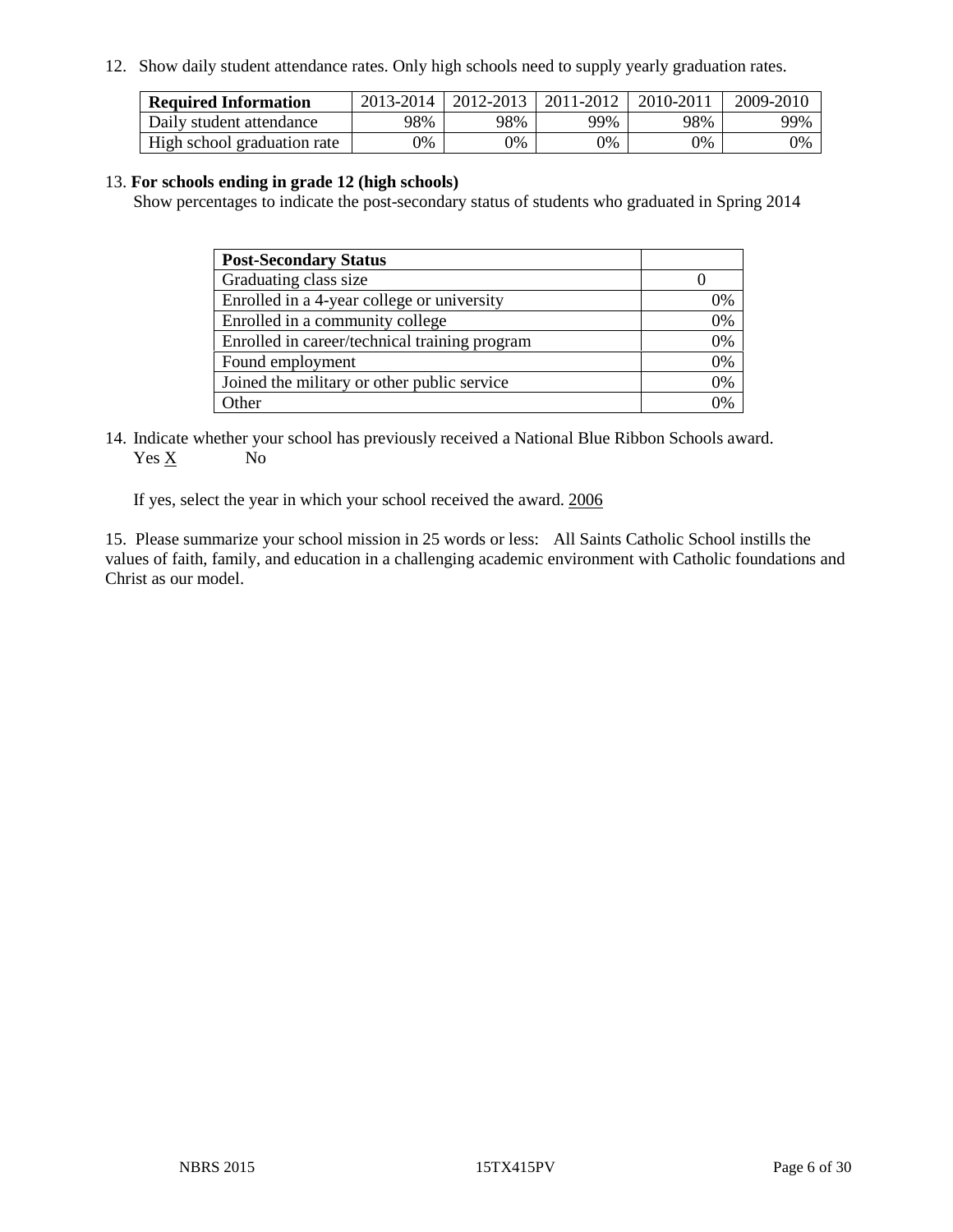12. Show daily student attendance rates. Only high schools need to supply yearly graduation rates.

| **Required Information** | 2013-2014 | 2012-2013 | 2011-2012 | 2010-2011 | 2009-2010 |
|---|---|---|---|---|---|
| Daily student attendance | 98% | 98% | 99% | 98% | 99% |
| High school graduation rate | 0% | 0% | 0% | 0% | 0% |

13. **For schools ending in grade 12 (high schools)**
Show percentages to indicate the post-secondary status of students who graduated in Spring 2014

| **Post-Secondary Status** | |
|---|---|
| Graduating class size | 0 |
| Enrolled in a 4-year college or university | 0% |
| Enrolled in a community college | 0% |
| Enrolled in career/technical training program | 0% |
| Found employment | 0% |
| Joined the military or other public service | 0% |
| Other | 0% |

14. Indicate whether your school has previously received a National Blue Ribbon Schools award.
Yes X No

If yes, select the year in which your school received the award. 2006

15. Please summarize your school mission in 25 words or less: All Saints Catholic School instills the values of faith, family, and education in a challenging academic environment with Catholic foundations and Christ as our model.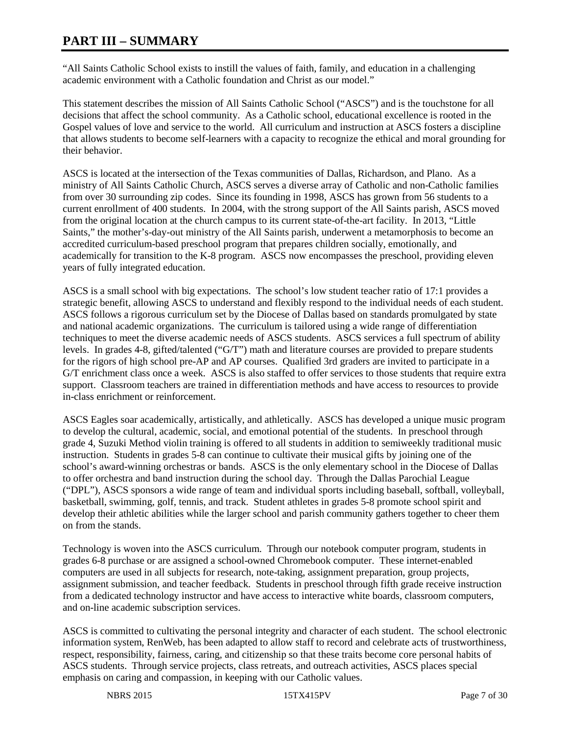# PART III – SUMMARY

"All Saints Catholic School exists to instill the values of faith, family, and education in a challenging academic environment with a Catholic foundation and Christ as our model."

This statement describes the mission of All Saints Catholic School ("ASCS") and is the touchstone for all decisions that affect the school community. As a Catholic school, educational excellence is rooted in the Gospel values of love and service to the world. All curriculum and instruction at ASCS fosters a discipline that allows students to become self-learners with a capacity to recognize the ethical and moral grounding for their behavior.

ASCS is located at the intersection of the Texas communities of Dallas, Richardson, and Plano. As a ministry of All Saints Catholic Church, ASCS serves a diverse array of Catholic and non-Catholic families from over 30 surrounding zip codes. Since its founding in 1998, ASCS has grown from 56 students to a current enrollment of 400 students. In 2004, with the strong support of the All Saints parish, ASCS moved from the original location at the church campus to its current state-of-the-art facility. In 2013, "Little Saints," the mother's-day-out ministry of the All Saints parish, underwent a metamorphosis to become an accredited curriculum-based preschool program that prepares children socially, emotionally, and academically for transition to the K-8 program. ASCS now encompasses the preschool, providing eleven years of fully integrated education.

ASCS is a small school with big expectations. The school's low student teacher ratio of 17:1 provides a strategic benefit, allowing ASCS to understand and flexibly respond to the individual needs of each student. ASCS follows a rigorous curriculum set by the Diocese of Dallas based on standards promulgated by state and national academic organizations. The curriculum is tailored using a wide range of differentiation techniques to meet the diverse academic needs of ASCS students. ASCS services a full spectrum of ability levels. In grades 4-8, gifted/talented ("G/T") math and literature courses are provided to prepare students for the rigors of high school pre-AP and AP courses. Qualified 3rd graders are invited to participate in a G/T enrichment class once a week. ASCS is also staffed to offer services to those students that require extra support. Classroom teachers are trained in differentiation methods and have access to resources to provide in-class enrichment or reinforcement.

ASCS Eagles soar academically, artistically, and athletically. ASCS has developed a unique music program to develop the cultural, academic, social, and emotional potential of the students. In preschool through grade 4, Suzuki Method violin training is offered to all students in addition to semiweekly traditional music instruction. Students in grades 5-8 can continue to cultivate their musical gifts by joining one of the school's award-winning orchestras or bands. ASCS is the only elementary school in the Diocese of Dallas to offer orchestra and band instruction during the school day. Through the Dallas Parochial League ("DPL"), ASCS sponsors a wide range of team and individual sports including baseball, softball, volleyball, basketball, swimming, golf, tennis, and track. Student athletes in grades 5-8 promote school spirit and develop their athletic abilities while the larger school and parish community gathers together to cheer them on from the stands.

Technology is woven into the ASCS curriculum. Through our notebook computer program, students in grades 6-8 purchase or are assigned a school-owned Chromebook computer. These internet-enabled computers are used in all subjects for research, note-taking, assignment preparation, group projects, assignment submission, and teacher feedback. Students in preschool through fifth grade receive instruction from a dedicated technology instructor and have access to interactive white boards, classroom computers, and on-line academic subscription services.

ASCS is committed to cultivating the personal integrity and character of each student. The school electronic information system, RenWeb, has been adapted to allow staff to record and celebrate acts of trustworthiness, respect, responsibility, fairness, caring, and citizenship so that these traits become core personal habits of ASCS students. Through service projects, class retreats, and outreach activities, ASCS places special emphasis on caring and compassion, in keeping with our Catholic values.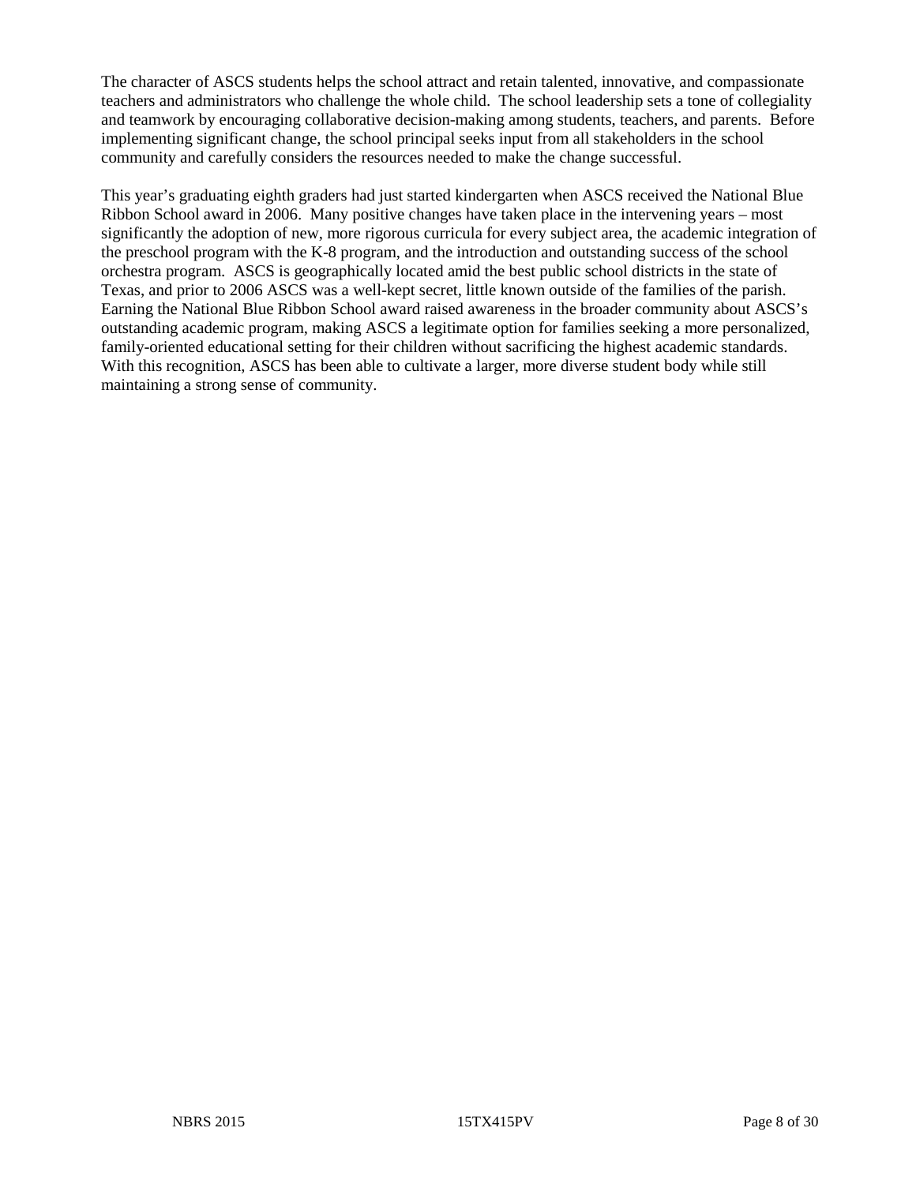The character of ASCS students helps the school attract and retain talented, innovative, and compassionate teachers and administrators who challenge the whole child. The school leadership sets a tone of collegiality and teamwork by encouraging collaborative decision-making among students, teachers, and parents. Before implementing significant change, the school principal seeks input from all stakeholders in the school community and carefully considers the resources needed to make the change successful.

This year's graduating eighth graders had just started kindergarten when ASCS received the National Blue Ribbon School award in 2006. Many positive changes have taken place in the intervening years – most significantly the adoption of new, more rigorous curricula for every subject area, the academic integration of the preschool program with the K-8 program, and the introduction and outstanding success of the school orchestra program. ASCS is geographically located amid the best public school districts in the state of Texas, and prior to 2006 ASCS was a well-kept secret, little known outside of the families of the parish. Earning the National Blue Ribbon School award raised awareness in the broader community about ASCS's outstanding academic program, making ASCS a legitimate option for families seeking a more personalized, family-oriented educational setting for their children without sacrificing the highest academic standards. With this recognition, ASCS has been able to cultivate a larger, more diverse student body while still maintaining a strong sense of community.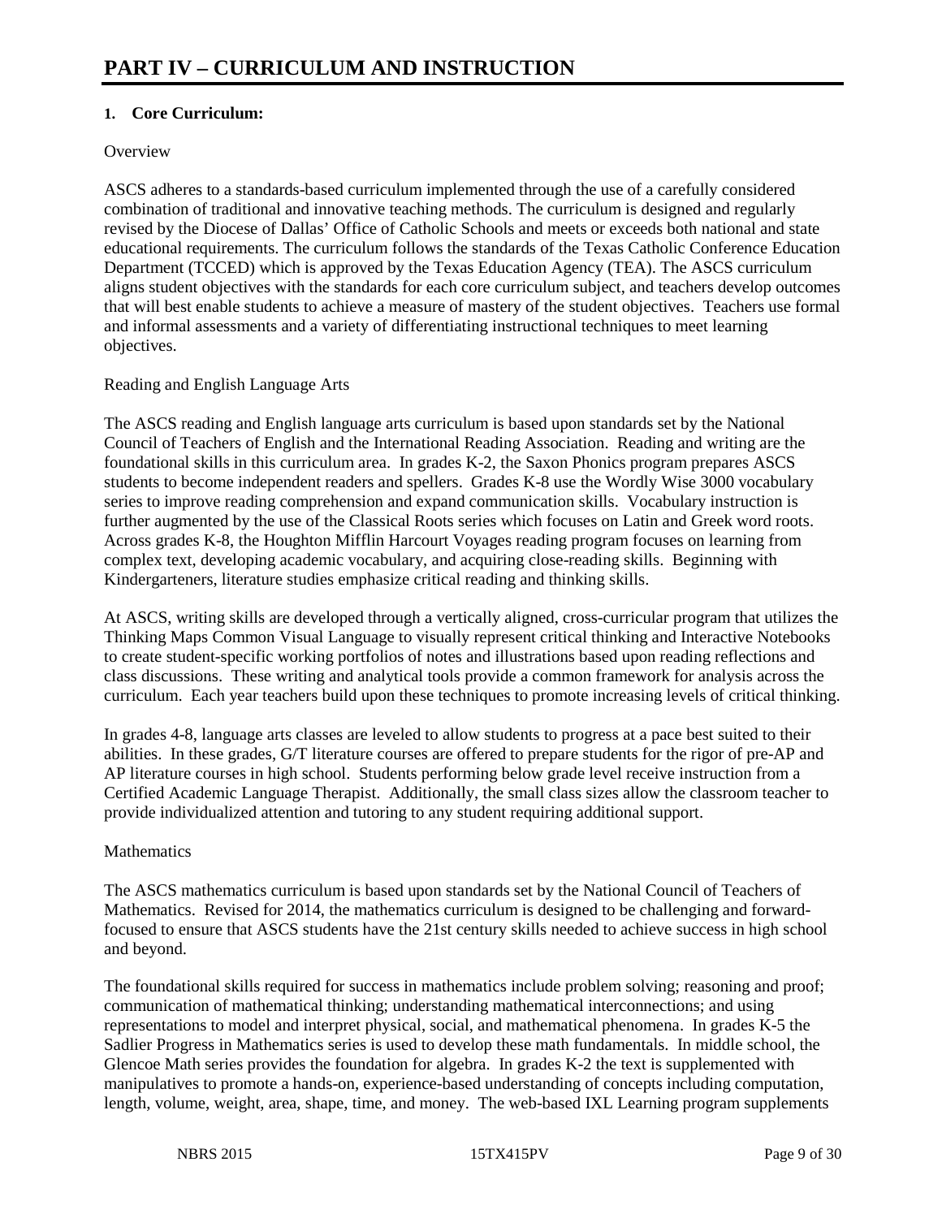# PART IV – CURRICULUM AND INSTRUCTION

**1. Core Curriculum:**

Overview

ASCS adheres to a standards-based curriculum implemented through the use of a carefully considered combination of traditional and innovative teaching methods. The curriculum is designed and regularly revised by the Diocese of Dallas' Office of Catholic Schools and meets or exceeds both national and state educational requirements. The curriculum follows the standards of the Texas Catholic Conference Education Department (TCCED) which is approved by the Texas Education Agency (TEA). The ASCS curriculum aligns student objectives with the standards for each core curriculum subject, and teachers develop outcomes that will best enable students to achieve a measure of mastery of the student objectives. Teachers use formal and informal assessments and a variety of differentiating instructional techniques to meet learning objectives.

Reading and English Language Arts

The ASCS reading and English language arts curriculum is based upon standards set by the National Council of Teachers of English and the International Reading Association. Reading and writing are the foundational skills in this curriculum area. In grades K-2, the Saxon Phonics program prepares ASCS students to become independent readers and spellers. Grades K-8 use the Wordly Wise 3000 vocabulary series to improve reading comprehension and expand communication skills. Vocabulary instruction is further augmented by the use of the Classical Roots series which focuses on Latin and Greek word roots. Across grades K-8, the Houghton Mifflin Harcourt Voyages reading program focuses on learning from complex text, developing academic vocabulary, and acquiring close-reading skills. Beginning with Kindergarteners, literature studies emphasize critical reading and thinking skills.

At ASCS, writing skills are developed through a vertically aligned, cross-curricular program that utilizes the Thinking Maps Common Visual Language to visually represent critical thinking and Interactive Notebooks to create student-specific working portfolios of notes and illustrations based upon reading reflections and class discussions. These writing and analytical tools provide a common framework for analysis across the curriculum. Each year teachers build upon these techniques to promote increasing levels of critical thinking.

In grades 4-8, language arts classes are leveled to allow students to progress at a pace best suited to their abilities. In these grades, G/T literature courses are offered to prepare students for the rigor of pre-AP and AP literature courses in high school. Students performing below grade level receive instruction from a Certified Academic Language Therapist. Additionally, the small class sizes allow the classroom teacher to provide individualized attention and tutoring to any student requiring additional support.

Mathematics

The ASCS mathematics curriculum is based upon standards set by the National Council of Teachers of Mathematics. Revised for 2014, the mathematics curriculum is designed to be challenging and forward-focused to ensure that ASCS students have the 21st century skills needed to achieve success in high school and beyond.

The foundational skills required for success in mathematics include problem solving; reasoning and proof; communication of mathematical thinking; understanding mathematical interconnections; and using representations to model and interpret physical, social, and mathematical phenomena. In grades K-5 the Sadlier Progress in Mathematics series is used to develop these math fundamentals. In middle school, the Glencoe Math series provides the foundation for algebra. In grades K-2 the text is supplemented with manipulatives to promote a hands-on, experience-based understanding of concepts including computation, length, volume, weight, area, shape, time, and money. The web-based IXL Learning program supplements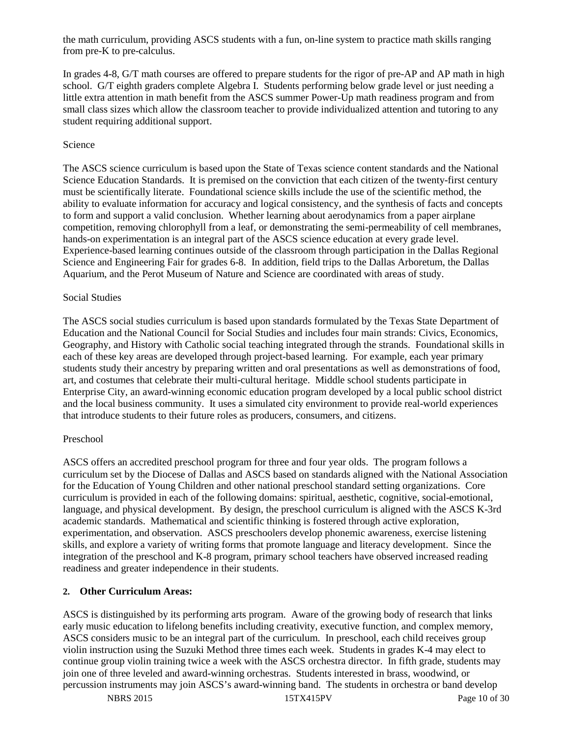the math curriculum, providing ASCS students with a fun, on-line system to practice math skills ranging from pre-K to pre-calculus.

In grades 4-8, G/T math courses are offered to prepare students for the rigor of pre-AP and AP math in high school. G/T eighth graders complete Algebra I. Students performing below grade level or just needing a little extra attention in math benefit from the ASCS summer Power-Up math readiness program and from small class sizes which allow the classroom teacher to provide individualized attention and tutoring to any student requiring additional support.

Science

The ASCS science curriculum is based upon the State of Texas science content standards and the National Science Education Standards. It is premised on the conviction that each citizen of the twenty-first century must be scientifically literate. Foundational science skills include the use of the scientific method, the ability to evaluate information for accuracy and logical consistency, and the synthesis of facts and concepts to form and support a valid conclusion. Whether learning about aerodynamics from a paper airplane competition, removing chlorophyll from a leaf, or demonstrating the semi-permeability of cell membranes, hands-on experimentation is an integral part of the ASCS science education at every grade level. Experience-based learning continues outside of the classroom through participation in the Dallas Regional Science and Engineering Fair for grades 6-8. In addition, field trips to the Dallas Arboretum, the Dallas Aquarium, and the Perot Museum of Nature and Science are coordinated with areas of study.

Social Studies

The ASCS social studies curriculum is based upon standards formulated by the Texas State Department of Education and the National Council for Social Studies and includes four main strands: Civics, Economics, Geography, and History with Catholic social teaching integrated through the strands. Foundational skills in each of these key areas are developed through project-based learning. For example, each year primary students study their ancestry by preparing written and oral presentations as well as demonstrations of food, art, and costumes that celebrate their multi-cultural heritage. Middle school students participate in Enterprise City, an award-winning economic education program developed by a local public school district and the local business community. It uses a simulated city environment to provide real-world experiences that introduce students to their future roles as producers, consumers, and citizens.

Preschool

ASCS offers an accredited preschool program for three and four year olds. The program follows a curriculum set by the Diocese of Dallas and ASCS based on standards aligned with the National Association for the Education of Young Children and other national preschool standard setting organizations. Core curriculum is provided in each of the following domains: spiritual, aesthetic, cognitive, social-emotional, language, and physical development. By design, the preschool curriculum is aligned with the ASCS K-3rd academic standards. Mathematical and scientific thinking is fostered through active exploration, experimentation, and observation. ASCS preschoolers develop phonemic awareness, exercise listening skills, and explore a variety of writing forms that promote language and literacy development. Since the integration of the preschool and K-8 program, primary school teachers have observed increased reading readiness and greater independence in their students.

**2. Other Curriculum Areas:**

ASCS is distinguished by its performing arts program. Aware of the growing body of research that links early music education to lifelong benefits including creativity, executive function, and complex memory, ASCS considers music to be an integral part of the curriculum. In preschool, each child receives group violin instruction using the Suzuki Method three times each week. Students in grades K-4 may elect to continue group violin training twice a week with the ASCS orchestra director. In fifth grade, students may join one of three leveled and award-winning orchestras. Students interested in brass, woodwind, or percussion instruments may join ASCS's award-winning band. The students in orchestra or band develop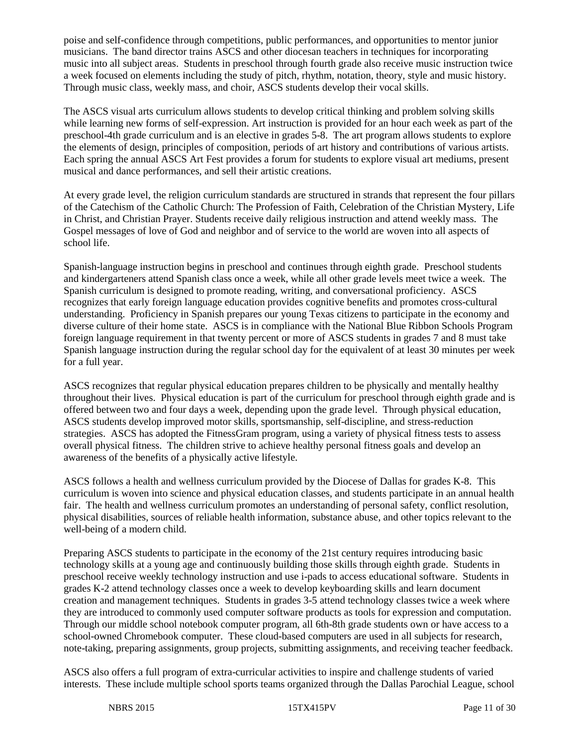poise and self-confidence through competitions, public performances, and opportunities to mentor junior musicians. The band director trains ASCS and other diocesan teachers in techniques for incorporating music into all subject areas. Students in preschool through fourth grade also receive music instruction twice a week focused on elements including the study of pitch, rhythm, notation, theory, style and music history. Through music class, weekly mass, and choir, ASCS students develop their vocal skills.

The ASCS visual arts curriculum allows students to develop critical thinking and problem solving skills while learning new forms of self-expression. Art instruction is provided for an hour each week as part of the preschool-4th grade curriculum and is an elective in grades 5-8. The art program allows students to explore the elements of design, principles of composition, periods of art history and contributions of various artists. Each spring the annual ASCS Art Fest provides a forum for students to explore visual art mediums, present musical and dance performances, and sell their artistic creations.

At every grade level, the religion curriculum standards are structured in strands that represent the four pillars of the Catechism of the Catholic Church: The Profession of Faith, Celebration of the Christian Mystery, Life in Christ, and Christian Prayer. Students receive daily religious instruction and attend weekly mass. The Gospel messages of love of God and neighbor and of service to the world are woven into all aspects of school life.

Spanish-language instruction begins in preschool and continues through eighth grade. Preschool students and kindergarteners attend Spanish class once a week, while all other grade levels meet twice a week. The Spanish curriculum is designed to promote reading, writing, and conversational proficiency. ASCS recognizes that early foreign language education provides cognitive benefits and promotes cross-cultural understanding. Proficiency in Spanish prepares our young Texas citizens to participate in the economy and diverse culture of their home state. ASCS is in compliance with the National Blue Ribbon Schools Program foreign language requirement in that twenty percent or more of ASCS students in grades 7 and 8 must take Spanish language instruction during the regular school day for the equivalent of at least 30 minutes per week for a full year.

ASCS recognizes that regular physical education prepares children to be physically and mentally healthy throughout their lives. Physical education is part of the curriculum for preschool through eighth grade and is offered between two and four days a week, depending upon the grade level. Through physical education, ASCS students develop improved motor skills, sportsmanship, self-discipline, and stress-reduction strategies. ASCS has adopted the FitnessGram program, using a variety of physical fitness tests to assess overall physical fitness. The children strive to achieve healthy personal fitness goals and develop an awareness of the benefits of a physically active lifestyle.

ASCS follows a health and wellness curriculum provided by the Diocese of Dallas for grades K-8. This curriculum is woven into science and physical education classes, and students participate in an annual health fair. The health and wellness curriculum promotes an understanding of personal safety, conflict resolution, physical disabilities, sources of reliable health information, substance abuse, and other topics relevant to the well-being of a modern child.

Preparing ASCS students to participate in the economy of the 21st century requires introducing basic technology skills at a young age and continuously building those skills through eighth grade. Students in preschool receive weekly technology instruction and use i-pads to access educational software. Students in grades K-2 attend technology classes once a week to develop keyboarding skills and learn document creation and management techniques. Students in grades 3-5 attend technology classes twice a week where they are introduced to commonly used computer software products as tools for expression and computation. Through our middle school notebook computer program, all 6th-8th grade students own or have access to a school-owned Chromebook computer. These cloud-based computers are used in all subjects for research, note-taking, preparing assignments, group projects, submitting assignments, and receiving teacher feedback.

ASCS also offers a full program of extra-curricular activities to inspire and challenge students of varied interests. These include multiple school sports teams organized through the Dallas Parochial League, school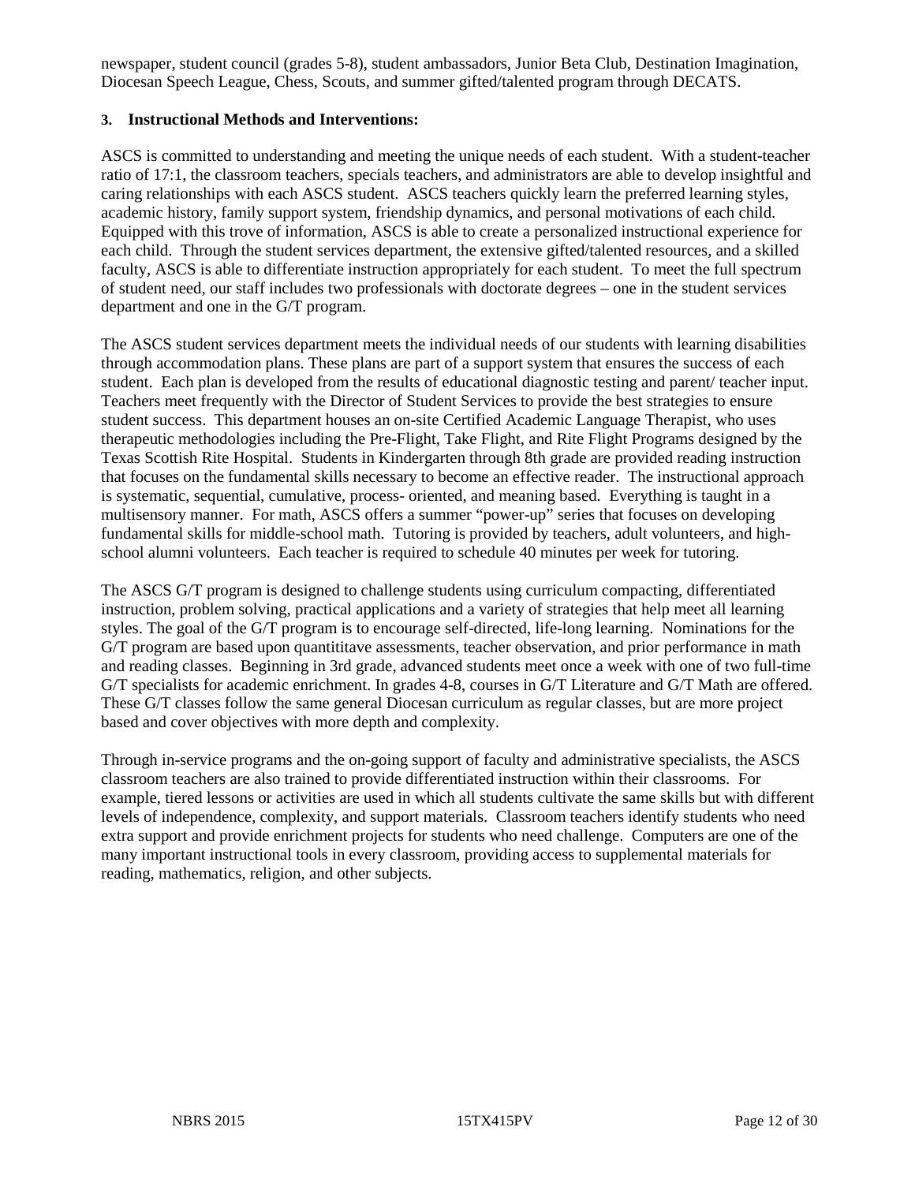newspaper, student council (grades 5-8), student ambassadors, Junior Beta Club, Destination Imagination, Diocesan Speech League, Chess, Scouts, and summer gifted/talented program through DECATS.

**3. Instructional Methods and Interventions:**

ASCS is committed to understanding and meeting the unique needs of each student. With a student-teacher ratio of 17:1, the classroom teachers, specials teachers, and administrators are able to develop insightful and caring relationships with each ASCS student. ASCS teachers quickly learn the preferred learning styles, academic history, family support system, friendship dynamics, and personal motivations of each child. Equipped with this trove of information, ASCS is able to create a personalized instructional experience for each child. Through the student services department, the extensive gifted/talented resources, and a skilled faculty, ASCS is able to differentiate instruction appropriately for each student. To meet the full spectrum of student need, our staff includes two professionals with doctorate degrees – one in the student services department and one in the G/T program.

The ASCS student services department meets the individual needs of our students with learning disabilities through accommodation plans. These plans are part of a support system that ensures the success of each student. Each plan is developed from the results of educational diagnostic testing and parent/ teacher input. Teachers meet frequently with the Director of Student Services to provide the best strategies to ensure student success. This department houses an on-site Certified Academic Language Therapist, who uses therapeutic methodologies including the Pre-Flight, Take Flight, and Rite Flight Programs designed by the Texas Scottish Rite Hospital. Students in Kindergarten through 8th grade are provided reading instruction that focuses on the fundamental skills necessary to become an effective reader. The instructional approach is systematic, sequential, cumulative, process- oriented, and meaning based. Everything is taught in a multisensory manner. For math, ASCS offers a summer "power-up" series that focuses on developing fundamental skills for middle-school math. Tutoring is provided by teachers, adult volunteers, and high-school alumni volunteers. Each teacher is required to schedule 40 minutes per week for tutoring.

The ASCS G/T program is designed to challenge students using curriculum compacting, differentiated instruction, problem solving, practical applications and a variety of strategies that help meet all learning styles. The goal of the G/T program is to encourage self-directed, life-long learning. Nominations for the G/T program are based upon quantititave assessments, teacher observation, and prior performance in math and reading classes. Beginning in 3rd grade, advanced students meet once a week with one of two full-time G/T specialists for academic enrichment. In grades 4-8, courses in G/T Literature and G/T Math are offered. These G/T classes follow the same general Diocesan curriculum as regular classes, but are more project based and cover objectives with more depth and complexity.

Through in-service programs and the on-going support of faculty and administrative specialists, the ASCS classroom teachers are also trained to provide differentiated instruction within their classrooms. For example, tiered lessons or activities are used in which all students cultivate the same skills but with different levels of independence, complexity, and support materials. Classroom teachers identify students who need extra support and provide enrichment projects for students who need challenge. Computers are one of the many important instructional tools in every classroom, providing access to supplemental materials for reading, mathematics, religion, and other subjects.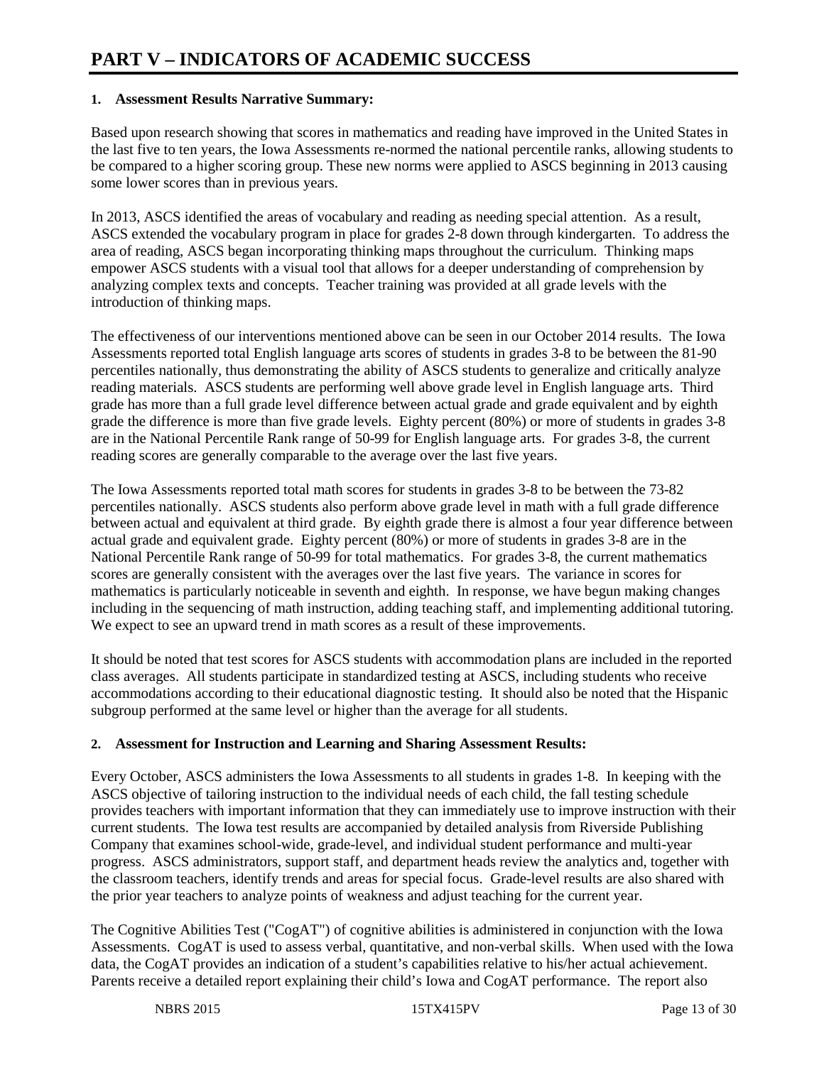# PART V – INDICATORS OF ACADEMIC SUCCESS

**1. Assessment Results Narrative Summary:**

Based upon research showing that scores in mathematics and reading have improved in the United States in the last five to ten years, the Iowa Assessments re-normed the national percentile ranks, allowing students to be compared to a higher scoring group. These new norms were applied to ASCS beginning in 2013 causing some lower scores than in previous years.

In 2013, ASCS identified the areas of vocabulary and reading as needing special attention. As a result, ASCS extended the vocabulary program in place for grades 2-8 down through kindergarten. To address the area of reading, ASCS began incorporating thinking maps throughout the curriculum. Thinking maps empower ASCS students with a visual tool that allows for a deeper understanding of comprehension by analyzing complex texts and concepts. Teacher training was provided at all grade levels with the introduction of thinking maps.

The effectiveness of our interventions mentioned above can be seen in our October 2014 results. The Iowa Assessments reported total English language arts scores of students in grades 3-8 to be between the 81-90 percentiles nationally, thus demonstrating the ability of ASCS students to generalize and critically analyze reading materials. ASCS students are performing well above grade level in English language arts. Third grade has more than a full grade level difference between actual grade and grade equivalent and by eighth grade the difference is more than five grade levels. Eighty percent (80%) or more of students in grades 3-8 are in the National Percentile Rank range of 50-99 for English language arts. For grades 3-8, the current reading scores are generally comparable to the average over the last five years.

The Iowa Assessments reported total math scores for students in grades 3-8 to be between the 73-82 percentiles nationally. ASCS students also perform above grade level in math with a full grade difference between actual and equivalent at third grade. By eighth grade there is almost a four year difference between actual grade and equivalent grade. Eighty percent (80%) or more of students in grades 3-8 are in the National Percentile Rank range of 50-99 for total mathematics. For grades 3-8, the current mathematics scores are generally consistent with the averages over the last five years. The variance in scores for mathematics is particularly noticeable in seventh and eighth. In response, we have begun making changes including in the sequencing of math instruction, adding teaching staff, and implementing additional tutoring. We expect to see an upward trend in math scores as a result of these improvements.

It should be noted that test scores for ASCS students with accommodation plans are included in the reported class averages. All students participate in standardized testing at ASCS, including students who receive accommodations according to their educational diagnostic testing. It should also be noted that the Hispanic subgroup performed at the same level or higher than the average for all students.

**2. Assessment for Instruction and Learning and Sharing Assessment Results:**

Every October, ASCS administers the Iowa Assessments to all students in grades 1-8. In keeping with the ASCS objective of tailoring instruction to the individual needs of each child, the fall testing schedule provides teachers with important information that they can immediately use to improve instruction with their current students. The Iowa test results are accompanied by detailed analysis from Riverside Publishing Company that examines school-wide, grade-level, and individual student performance and multi-year progress. ASCS administrators, support staff, and department heads review the analytics and, together with the classroom teachers, identify trends and areas for special focus. Grade-level results are also shared with the prior year teachers to analyze points of weakness and adjust teaching for the current year.

The Cognitive Abilities Test ("CogAT") of cognitive abilities is administered in conjunction with the Iowa Assessments. CogAT is used to assess verbal, quantitative, and non-verbal skills. When used with the Iowa data, the CogAT provides an indication of a student's capabilities relative to his/her actual achievement. Parents receive a detailed report explaining their child's Iowa and CogAT performance. The report also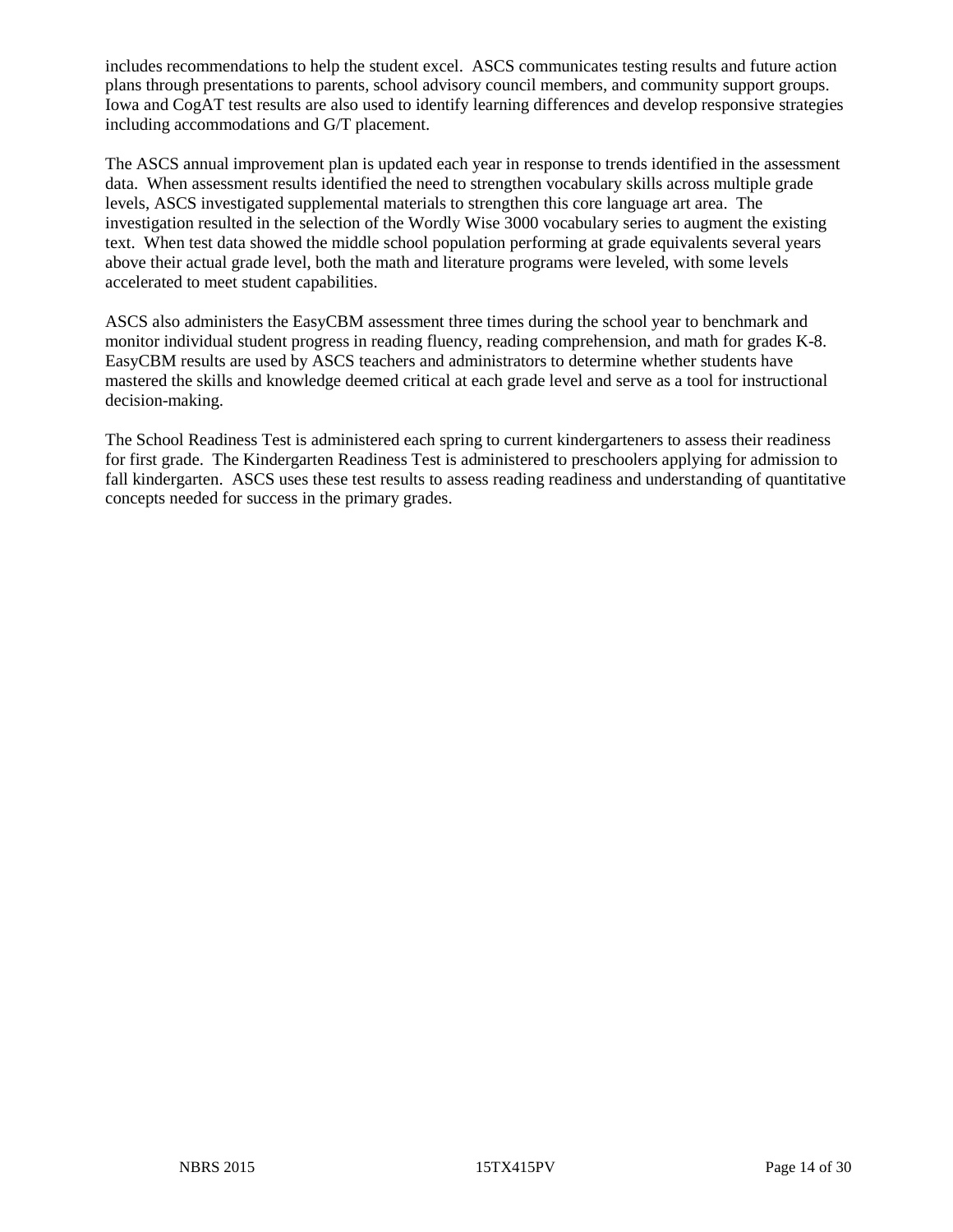includes recommendations to help the student excel. ASCS communicates testing results and future action plans through presentations to parents, school advisory council members, and community support groups. Iowa and CogAT test results are also used to identify learning differences and develop responsive strategies including accommodations and G/T placement.

The ASCS annual improvement plan is updated each year in response to trends identified in the assessment data. When assessment results identified the need to strengthen vocabulary skills across multiple grade levels, ASCS investigated supplemental materials to strengthen this core language art area. The investigation resulted in the selection of the Wordly Wise 3000 vocabulary series to augment the existing text. When test data showed the middle school population performing at grade equivalents several years above their actual grade level, both the math and literature programs were leveled, with some levels accelerated to meet student capabilities.

ASCS also administers the EasyCBM assessment three times during the school year to benchmark and monitor individual student progress in reading fluency, reading comprehension, and math for grades K-8. EasyCBM results are used by ASCS teachers and administrators to determine whether students have mastered the skills and knowledge deemed critical at each grade level and serve as a tool for instructional decision-making.

The School Readiness Test is administered each spring to current kindergarteners to assess their readiness for first grade. The Kindergarten Readiness Test is administered to preschoolers applying for admission to fall kindergarten. ASCS uses these test results to assess reading readiness and understanding of quantitative concepts needed for success in the primary grades.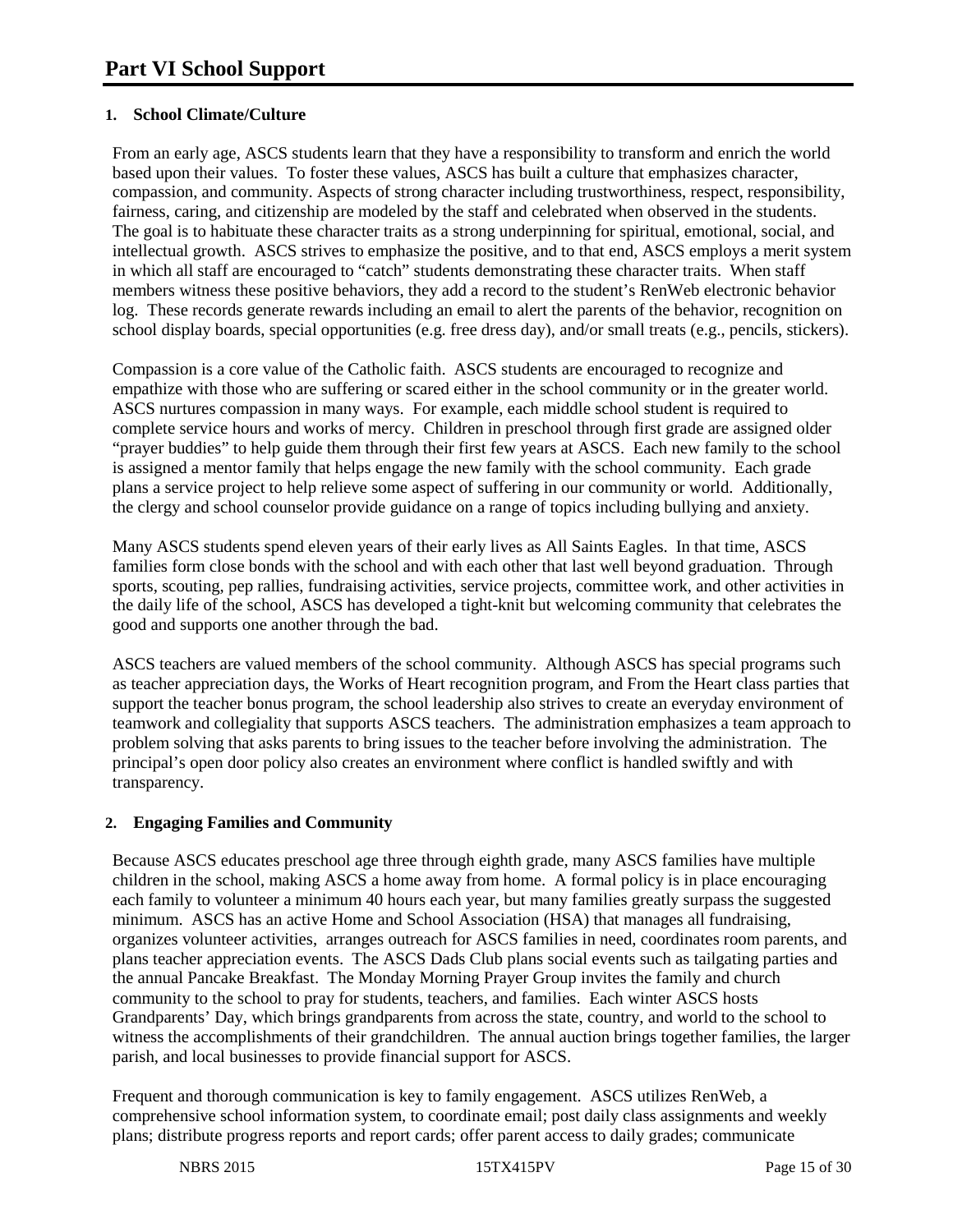# Part VI School Support

## 1. School Climate/Culture

From an early age, ASCS students learn that they have a responsibility to transform and enrich the world based upon their values. To foster these values, ASCS has built a culture that emphasizes character, compassion, and community. Aspects of strong character including trustworthiness, respect, responsibility, fairness, caring, and citizenship are modeled by the staff and celebrated when observed in the students. The goal is to habituate these character traits as a strong underpinning for spiritual, emotional, social, and intellectual growth. ASCS strives to emphasize the positive, and to that end, ASCS employs a merit system in which all staff are encouraged to "catch" students demonstrating these character traits. When staff members witness these positive behaviors, they add a record to the student's RenWeb electronic behavior log. These records generate rewards including an email to alert the parents of the behavior, recognition on school display boards, special opportunities (e.g. free dress day), and/or small treats (e.g., pencils, stickers).

Compassion is a core value of the Catholic faith. ASCS students are encouraged to recognize and empathize with those who are suffering or scared either in the school community or in the greater world. ASCS nurtures compassion in many ways. For example, each middle school student is required to complete service hours and works of mercy. Children in preschool through first grade are assigned older "prayer buddies" to help guide them through their first few years at ASCS. Each new family to the school is assigned a mentor family that helps engage the new family with the school community. Each grade plans a service project to help relieve some aspect of suffering in our community or world. Additionally, the clergy and school counselor provide guidance on a range of topics including bullying and anxiety.

Many ASCS students spend eleven years of their early lives as All Saints Eagles. In that time, ASCS families form close bonds with the school and with each other that last well beyond graduation. Through sports, scouting, pep rallies, fundraising activities, service projects, committee work, and other activities in the daily life of the school, ASCS has developed a tight-knit but welcoming community that celebrates the good and supports one another through the bad.

ASCS teachers are valued members of the school community. Although ASCS has special programs such as teacher appreciation days, the Works of Heart recognition program, and From the Heart class parties that support the teacher bonus program, the school leadership also strives to create an everyday environment of teamwork and collegiality that supports ASCS teachers. The administration emphasizes a team approach to problem solving that asks parents to bring issues to the teacher before involving the administration. The principal's open door policy also creates an environment where conflict is handled swiftly and with transparency.

## 2. Engaging Families and Community

Because ASCS educates preschool age three through eighth grade, many ASCS families have multiple children in the school, making ASCS a home away from home. A formal policy is in place encouraging each family to volunteer a minimum 40 hours each year, but many families greatly surpass the suggested minimum. ASCS has an active Home and School Association (HSA) that manages all fundraising, organizes volunteer activities, arranges outreach for ASCS families in need, coordinates room parents, and plans teacher appreciation events. The ASCS Dads Club plans social events such as tailgating parties and the annual Pancake Breakfast. The Monday Morning Prayer Group invites the family and church community to the school to pray for students, teachers, and families. Each winter ASCS hosts Grandparents' Day, which brings grandparents from across the state, country, and world to the school to witness the accomplishments of their grandchildren. The annual auction brings together families, the larger parish, and local businesses to provide financial support for ASCS.

Frequent and thorough communication is key to family engagement. ASCS utilizes RenWeb, a comprehensive school information system, to coordinate email; post daily class assignments and weekly plans; distribute progress reports and report cards; offer parent access to daily grades; communicate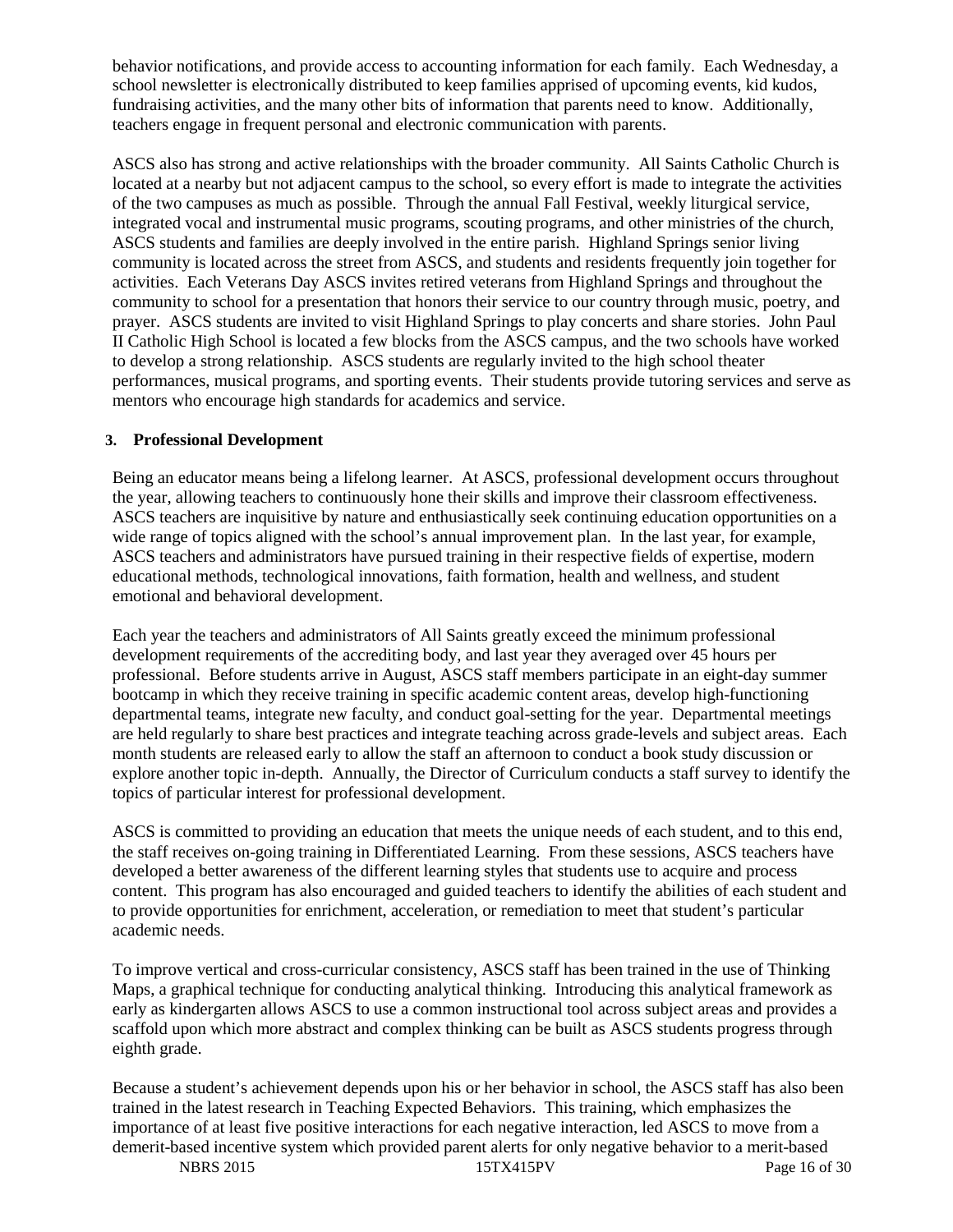behavior notifications, and provide access to accounting information for each family. Each Wednesday, a school newsletter is electronically distributed to keep families apprised of upcoming events, kid kudos, fundraising activities, and the many other bits of information that parents need to know. Additionally, teachers engage in frequent personal and electronic communication with parents.

ASCS also has strong and active relationships with the broader community. All Saints Catholic Church is located at a nearby but not adjacent campus to the school, so every effort is made to integrate the activities of the two campuses as much as possible. Through the annual Fall Festival, weekly liturgical service, integrated vocal and instrumental music programs, scouting programs, and other ministries of the church, ASCS students and families are deeply involved in the entire parish. Highland Springs senior living community is located across the street from ASCS, and students and residents frequently join together for activities. Each Veterans Day ASCS invites retired veterans from Highland Springs and throughout the community to school for a presentation that honors their service to our country through music, poetry, and prayer. ASCS students are invited to visit Highland Springs to play concerts and share stories. John Paul II Catholic High School is located a few blocks from the ASCS campus, and the two schools have worked to develop a strong relationship. ASCS students are regularly invited to the high school theater performances, musical programs, and sporting events. Their students provide tutoring services and serve as mentors who encourage high standards for academics and service.

### 3. Professional Development

Being an educator means being a lifelong learner. At ASCS, professional development occurs throughout the year, allowing teachers to continuously hone their skills and improve their classroom effectiveness. ASCS teachers are inquisitive by nature and enthusiastically seek continuing education opportunities on a wide range of topics aligned with the school's annual improvement plan. In the last year, for example, ASCS teachers and administrators have pursued training in their respective fields of expertise, modern educational methods, technological innovations, faith formation, health and wellness, and student emotional and behavioral development.

Each year the teachers and administrators of All Saints greatly exceed the minimum professional development requirements of the accrediting body, and last year they averaged over 45 hours per professional. Before students arrive in August, ASCS staff members participate in an eight-day summer bootcamp in which they receive training in specific academic content areas, develop high-functioning departmental teams, integrate new faculty, and conduct goal-setting for the year. Departmental meetings are held regularly to share best practices and integrate teaching across grade-levels and subject areas. Each month students are released early to allow the staff an afternoon to conduct a book study discussion or explore another topic in-depth. Annually, the Director of Curriculum conducts a staff survey to identify the topics of particular interest for professional development.

ASCS is committed to providing an education that meets the unique needs of each student, and to this end, the staff receives on-going training in Differentiated Learning. From these sessions, ASCS teachers have developed a better awareness of the different learning styles that students use to acquire and process content. This program has also encouraged and guided teachers to identify the abilities of each student and to provide opportunities for enrichment, acceleration, or remediation to meet that student's particular academic needs.

To improve vertical and cross-curricular consistency, ASCS staff has been trained in the use of Thinking Maps, a graphical technique for conducting analytical thinking. Introducing this analytical framework as early as kindergarten allows ASCS to use a common instructional tool across subject areas and provides a scaffold upon which more abstract and complex thinking can be built as ASCS students progress through eighth grade.

Because a student's achievement depends upon his or her behavior in school, the ASCS staff has also been trained in the latest research in Teaching Expected Behaviors. This training, which emphasizes the importance of at least five positive interactions for each negative interaction, led ASCS to move from a demerit-based incentive system which provided parent alerts for only negative behavior to a merit-based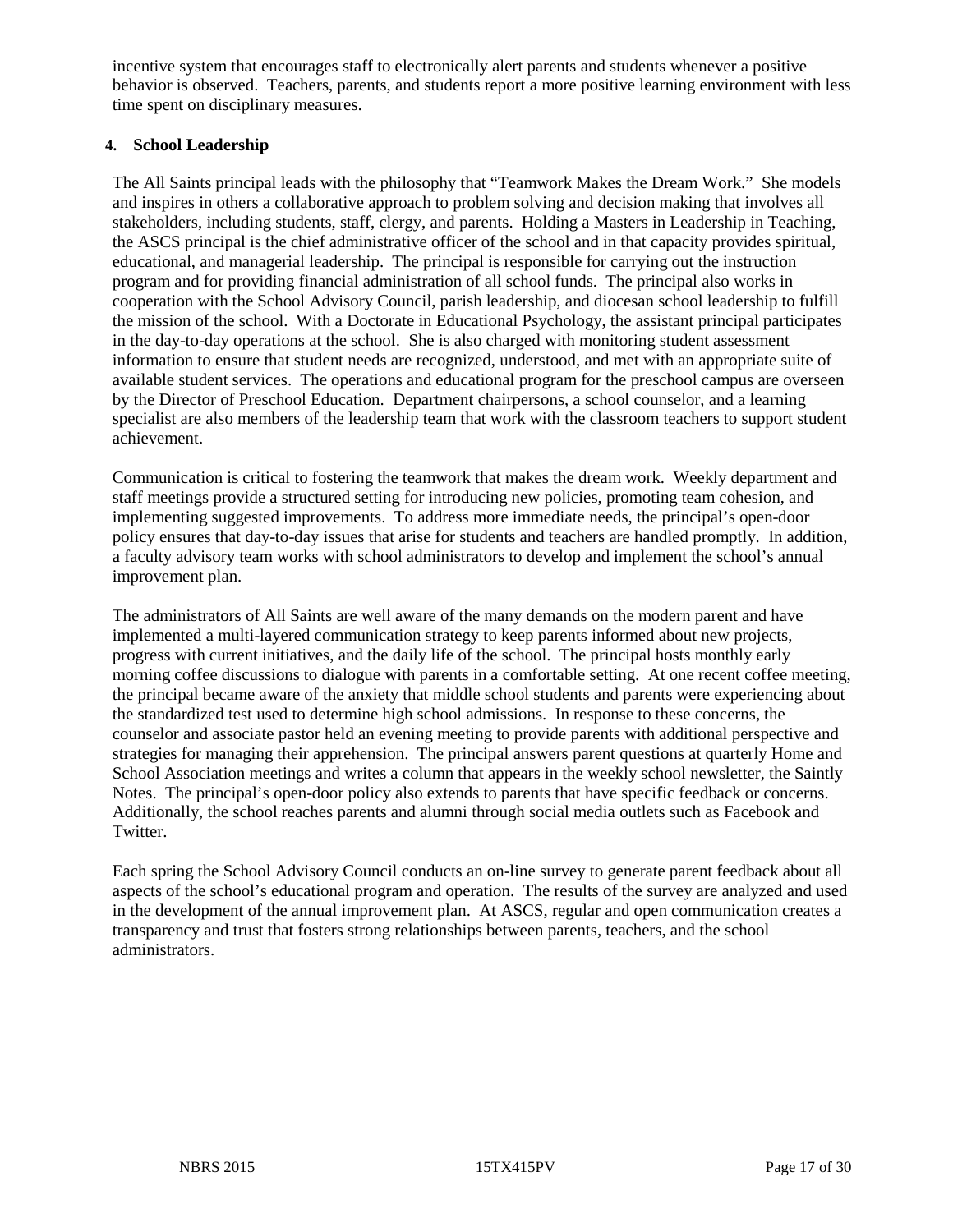incentive system that encourages staff to electronically alert parents and students whenever a positive behavior is observed. Teachers, parents, and students report a more positive learning environment with less time spent on disciplinary measures.

**4. School Leadership**

The All Saints principal leads with the philosophy that "Teamwork Makes the Dream Work." She models and inspires in others a collaborative approach to problem solving and decision making that involves all stakeholders, including students, staff, clergy, and parents. Holding a Masters in Leadership in Teaching, the ASCS principal is the chief administrative officer of the school and in that capacity provides spiritual, educational, and managerial leadership. The principal is responsible for carrying out the instruction program and for providing financial administration of all school funds. The principal also works in cooperation with the School Advisory Council, parish leadership, and diocesan school leadership to fulfill the mission of the school. With a Doctorate in Educational Psychology, the assistant principal participates in the day-to-day operations at the school. She is also charged with monitoring student assessment information to ensure that student needs are recognized, understood, and met with an appropriate suite of available student services. The operations and educational program for the preschool campus are overseen by the Director of Preschool Education. Department chairpersons, a school counselor, and a learning specialist are also members of the leadership team that work with the classroom teachers to support student achievement.

Communication is critical to fostering the teamwork that makes the dream work. Weekly department and staff meetings provide a structured setting for introducing new policies, promoting team cohesion, and implementing suggested improvements. To address more immediate needs, the principal's open-door policy ensures that day-to-day issues that arise for students and teachers are handled promptly. In addition, a faculty advisory team works with school administrators to develop and implement the school's annual improvement plan.

The administrators of All Saints are well aware of the many demands on the modern parent and have implemented a multi-layered communication strategy to keep parents informed about new projects, progress with current initiatives, and the daily life of the school. The principal hosts monthly early morning coffee discussions to dialogue with parents in a comfortable setting. At one recent coffee meeting, the principal became aware of the anxiety that middle school students and parents were experiencing about the standardized test used to determine high school admissions. In response to these concerns, the counselor and associate pastor held an evening meeting to provide parents with additional perspective and strategies for managing their apprehension. The principal answers parent questions at quarterly Home and School Association meetings and writes a column that appears in the weekly school newsletter, the Saintly Notes. The principal's open-door policy also extends to parents that have specific feedback or concerns. Additionally, the school reaches parents and alumni through social media outlets such as Facebook and Twitter.

Each spring the School Advisory Council conducts an on-line survey to generate parent feedback about all aspects of the school's educational program and operation. The results of the survey are analyzed and used in the development of the annual improvement plan. At ASCS, regular and open communication creates a transparency and trust that fosters strong relationships between parents, teachers, and the school administrators.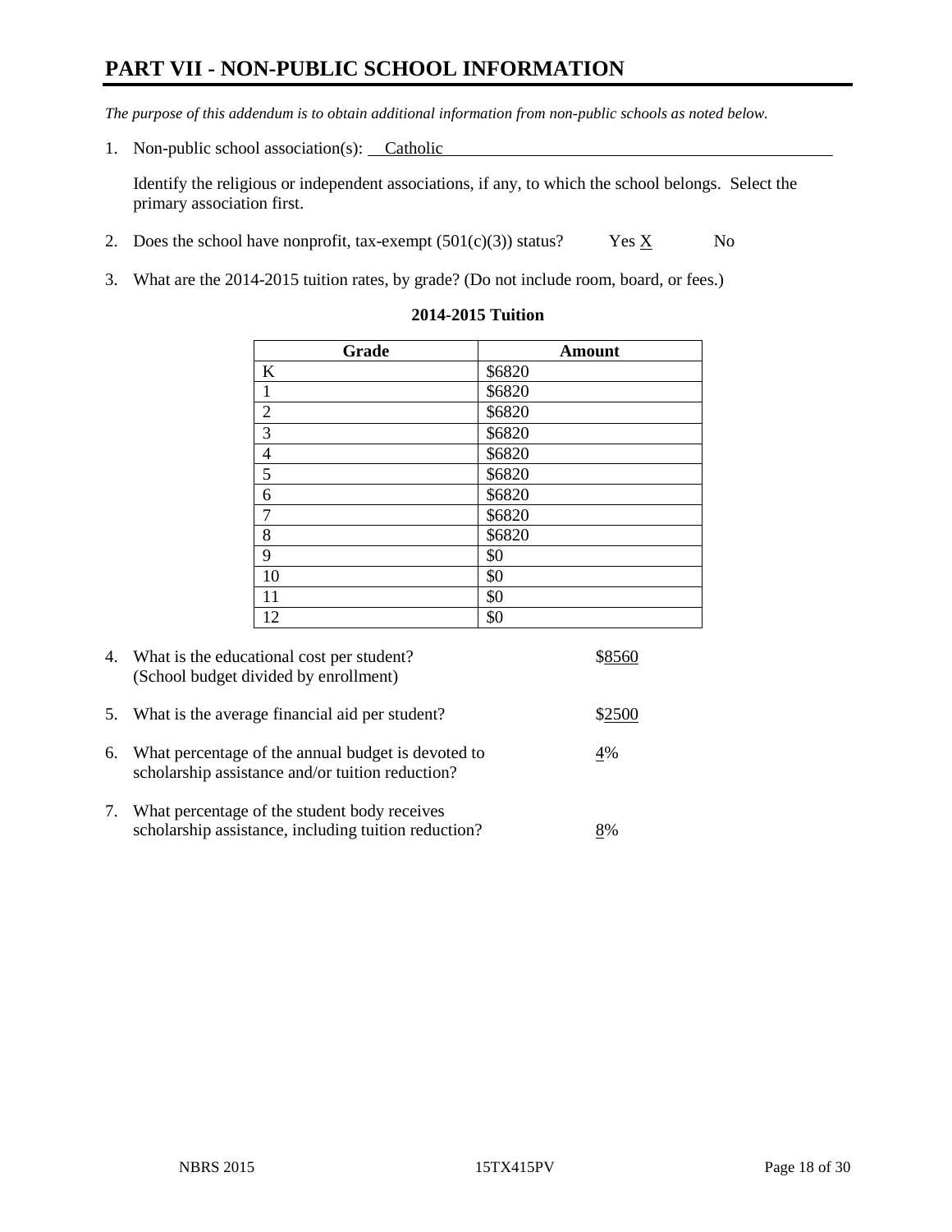# PART VII - NON-PUBLIC SCHOOL INFORMATION

*The purpose of this addendum is to obtain additional information from non-public schools as noted below.*

1. Non-public school association(s): Catholic

   Identify the religious or independent associations, if any, to which the school belongs. Select the primary association first.

2. Does the school have nonprofit, tax-exempt (501(c)(3)) status? Yes X No

3. What are the 2014-2015 tuition rates, by grade? (Do not include room, board, or fees.)

**2014-2015 Tuition**

| Grade | Amount |
|---|---|
| K | $6820 |
| 1 | $6820 |
| 2 | $6820 |
| 3 | $6820 |
| 4 | $6820 |
| 5 | $6820 |
| 6 | $6820 |
| 7 | $6820 |
| 8 | $6820 |
| 9 | $0 |
| 10 | $0 |
| 11 | $0 |
| 12 | $0 |

4. What is the educational cost per student? (School budget divided by enrollment) $8560

5. What is the average financial aid per student? $2500

6. What percentage of the annual budget is devoted to scholarship assistance and/or tuition reduction? 4%

7. What percentage of the student body receives scholarship assistance, including tuition reduction? 8%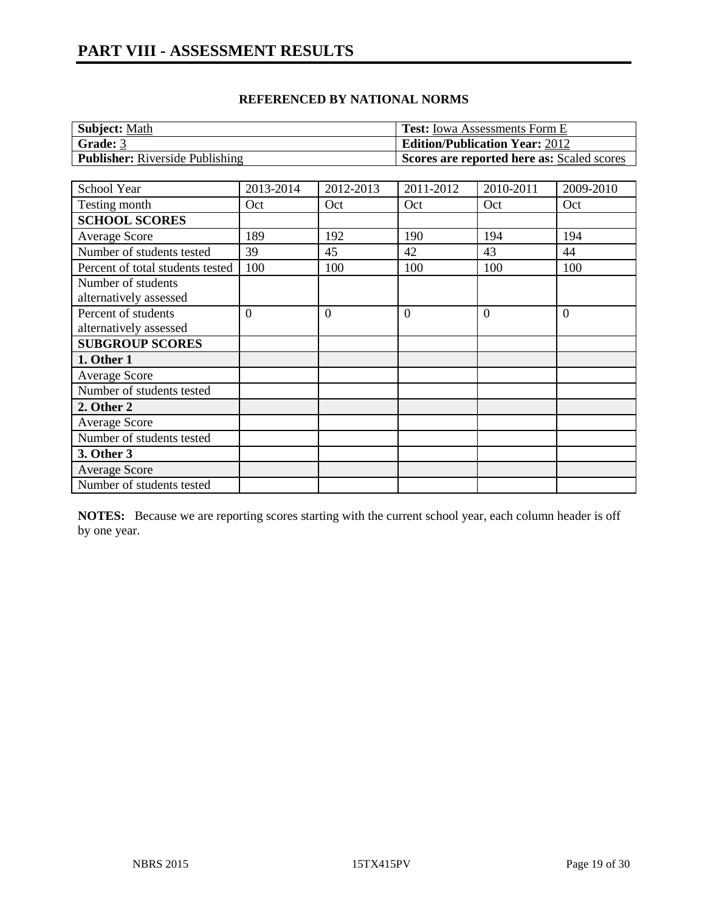# PART VIII - ASSESSMENT RESULTS

**REFERENCED BY NATIONAL NORMS**

| **Subject:** Math | **Test:** Iowa Assessments Form E |
|---|---|
| **Grade:** 3 | **Edition/Publication Year:** 2012 |
| **Publisher:** Riverside Publishing | **Scores are reported here as:** Scaled scores |

| School Year | 2013-2014 | 2012-2013 | 2011-2012 | 2010-2011 | 2009-2010 |
|---|---|---|---|---|---|
| Testing month | Oct | Oct | Oct | Oct | Oct |
| **SCHOOL SCORES** | | | | | |
| Average Score | 189 | 192 | 190 | 194 | 194 |
| Number of students tested | 39 | 45 | 42 | 43 | 44 |
| Percent of total students tested | 100 | 100 | 100 | 100 | 100 |
| Number of students alternatively assessed | | | | | |
| Percent of students alternatively assessed | 0 | 0 | 0 | 0 | 0 |
| **SUBGROUP SCORES** | | | | | |
| **1. Other 1** | | | | | |
| Average Score | | | | | |
| Number of students tested | | | | | |
| **2. Other 2** | | | | | |
| Average Score | | | | | |
| Number of students tested | | | | | |
| **3. Other 3** | | | | | |
| Average Score | | | | | |
| Number of students tested | | | | | |

**NOTES:** Because we are reporting scores starting with the current school year, each column header is off by one year.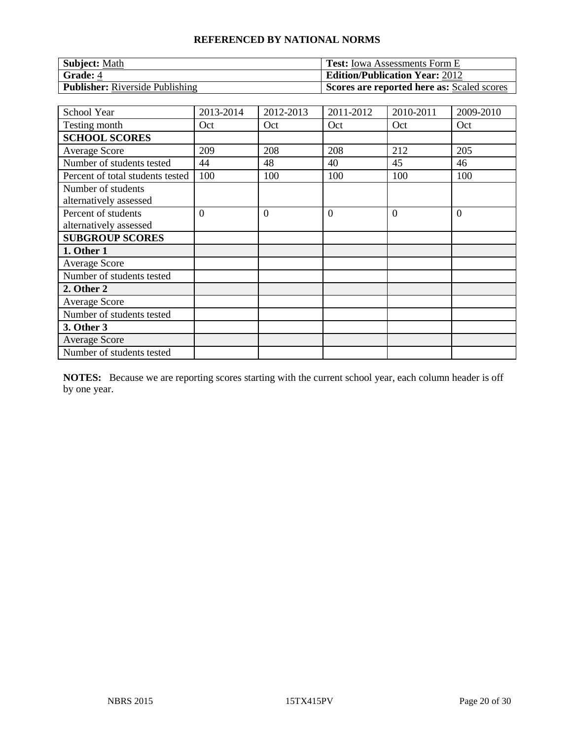**REFERENCED BY NATIONAL NORMS**

| **Subject:** Math | **Test:** Iowa Assessments Form E |
|---|---|
| **Grade:** 4 | **Edition/Publication Year:** 2012 |
| **Publisher:** Riverside Publishing | **Scores are reported here as:** Scaled scores |

| School Year | 2013-2014 | 2012-2013 | 2011-2012 | 2010-2011 | 2009-2010 |
|---|---|---|---|---|---|
| Testing month | Oct | Oct | Oct | Oct | Oct |
| **SCHOOL SCORES** | | | | | |
| Average Score | 209 | 208 | 208 | 212 | 205 |
| Number of students tested | 44 | 48 | 40 | 45 | 46 |
| Percent of total students tested | 100 | 100 | 100 | 100 | 100 |
| Number of students alternatively assessed | | | | | |
| Percent of students alternatively assessed | 0 | 0 | 0 | 0 | 0 |
| **SUBGROUP SCORES** | | | | | |
| **1. Other 1** | | | | | |
| Average Score | | | | | |
| Number of students tested | | | | | |
| **2. Other 2** | | | | | |
| Average Score | | | | | |
| Number of students tested | | | | | |
| **3. Other 3** | | | | | |
| Average Score | | | | | |
| Number of students tested | | | | | |

**NOTES:** Because we are reporting scores starting with the current school year, each column header is off by one year.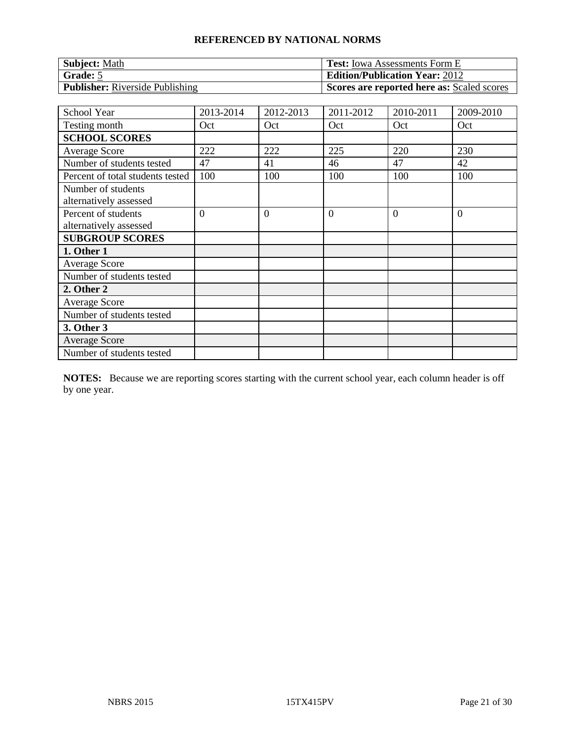**REFERENCED BY NATIONAL NORMS**

| **Subject:** Math | **Test:** Iowa Assessments Form E |
|---|---|
| **Grade:** 5 | **Edition/Publication Year:** 2012 |
| **Publisher:** Riverside Publishing | **Scores are reported here as:** Scaled scores |

| School Year | 2013-2014 | 2012-2013 | 2011-2012 | 2010-2011 | 2009-2010 |
|---|---|---|---|---|---|
| Testing month | Oct | Oct | Oct | Oct | Oct |
| **SCHOOL SCORES** | | | | | |
| Average Score | 222 | 222 | 225 | 220 | 230 |
| Number of students tested | 47 | 41 | 46 | 47 | 42 |
| Percent of total students tested | 100 | 100 | 100 | 100 | 100 |
| Number of students alternatively assessed | | | | | |
| Percent of students alternatively assessed | 0 | 0 | 0 | 0 | 0 |
| **SUBGROUP SCORES** | | | | | |
| **1. Other 1** | | | | | |
| Average Score | | | | | |
| Number of students tested | | | | | |
| **2. Other 2** | | | | | |
| Average Score | | | | | |
| Number of students tested | | | | | |
| **3. Other 3** | | | | | |
| Average Score | | | | | |
| Number of students tested | | | | | |

**NOTES:** Because we are reporting scores starting with the current school year, each column header is off by one year.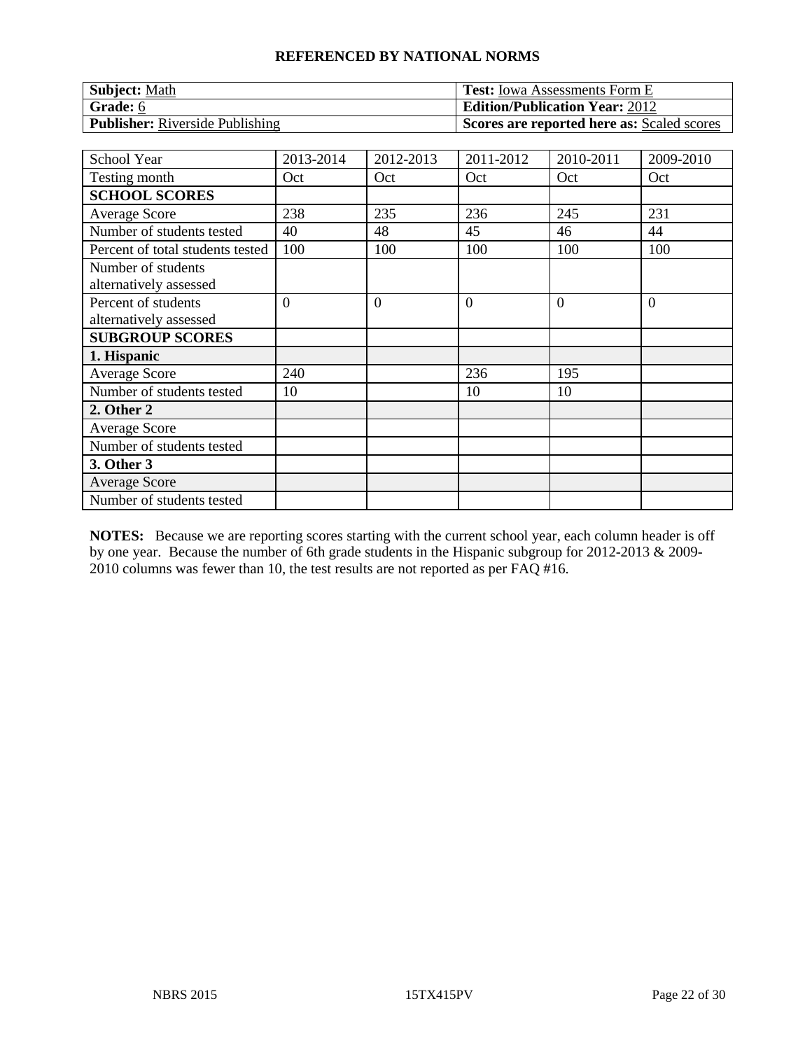**REFERENCED BY NATIONAL NORMS**

| **Subject:** Math | **Test:** Iowa Assessments Form E |
|---|---|
| **Grade:** 6 | **Edition/Publication Year:** 2012 |
| **Publisher:** Riverside Publishing | **Scores are reported here as:** Scaled scores |

| School Year | 2013-2014 | 2012-2013 | 2011-2012 | 2010-2011 | 2009-2010 |
|---|---|---|---|---|---|
| Testing month | Oct | Oct | Oct | Oct | Oct |
| **SCHOOL SCORES** | | | | | |
| Average Score | 238 | 235 | 236 | 245 | 231 |
| Number of students tested | 40 | 48 | 45 | 46 | 44 |
| Percent of total students tested | 100 | 100 | 100 | 100 | 100 |
| Number of students alternatively assessed | | | | | |
| Percent of students alternatively assessed | 0 | 0 | 0 | 0 | 0 |
| **SUBGROUP SCORES** | | | | | |
| **1. Hispanic** | | | | | |
| Average Score | 240 | | 236 | 195 | |
| Number of students tested | 10 | | 10 | 10 | |
| **2. Other 2** | | | | | |
| Average Score | | | | | |
| Number of students tested | | | | | |
| **3. Other 3** | | | | | |
| Average Score | | | | | |
| Number of students tested | | | | | |

**NOTES:** Because we are reporting scores starting with the current school year, each column header is off by one year. Because the number of 6th grade students in the Hispanic subgroup for 2012-2013 & 2009-2010 columns was fewer than 10, the test results are not reported as per FAQ #16.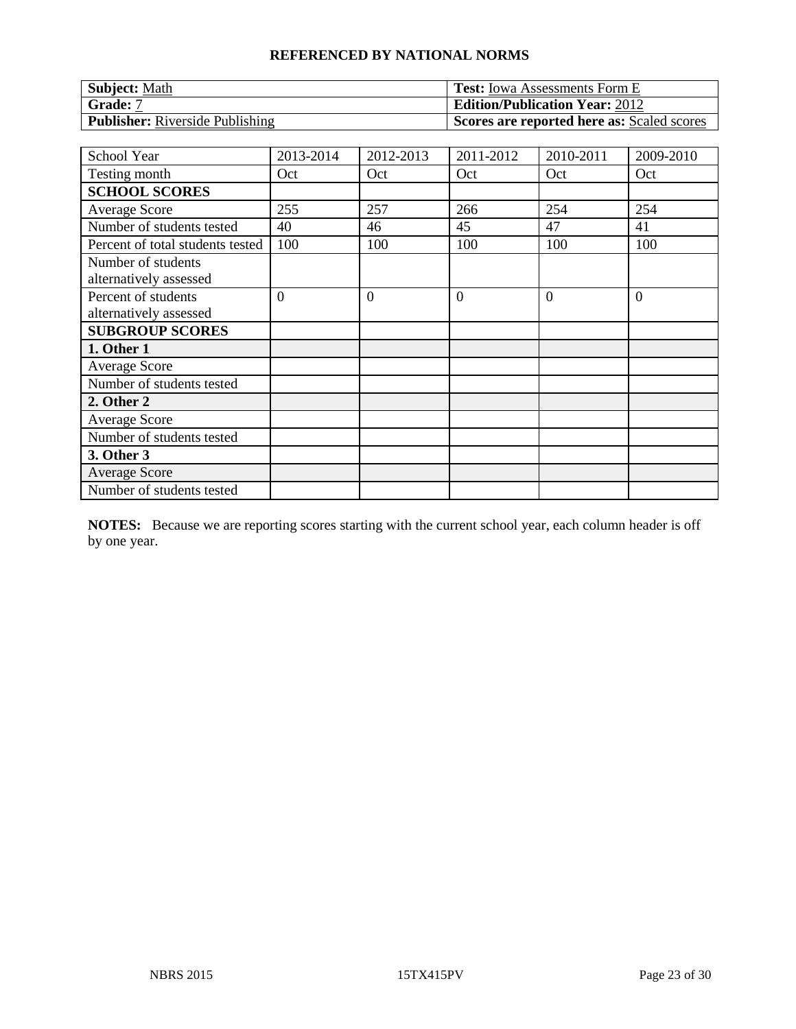**REFERENCED BY NATIONAL NORMS**

| **Subject:** Math | **Test:** Iowa Assessments Form E |
|---|---|
| **Grade:** 7 | **Edition/Publication Year:** 2012 |
| **Publisher:** Riverside Publishing | **Scores are reported here as:** Scaled scores |

| School Year | 2013-2014 | 2012-2013 | 2011-2012 | 2010-2011 | 2009-2010 |
|---|---|---|---|---|---|
| Testing month | Oct | Oct | Oct | Oct | Oct |
| **SCHOOL SCORES** | | | | | |
| Average Score | 255 | 257 | 266 | 254 | 254 |
| Number of students tested | 40 | 46 | 45 | 47 | 41 |
| Percent of total students tested | 100 | 100 | 100 | 100 | 100 |
| Number of students alternatively assessed | | | | | |
| Percent of students alternatively assessed | 0 | 0 | 0 | 0 | 0 |
| **SUBGROUP SCORES** | | | | | |
| **1. Other 1** | | | | | |
| Average Score | | | | | |
| Number of students tested | | | | | |
| **2. Other 2** | | | | | |
| Average Score | | | | | |
| Number of students tested | | | | | |
| **3. Other 3** | | | | | |
| Average Score | | | | | |
| Number of students tested | | | | | |

**NOTES:** Because we are reporting scores starting with the current school year, each column header is off by one year.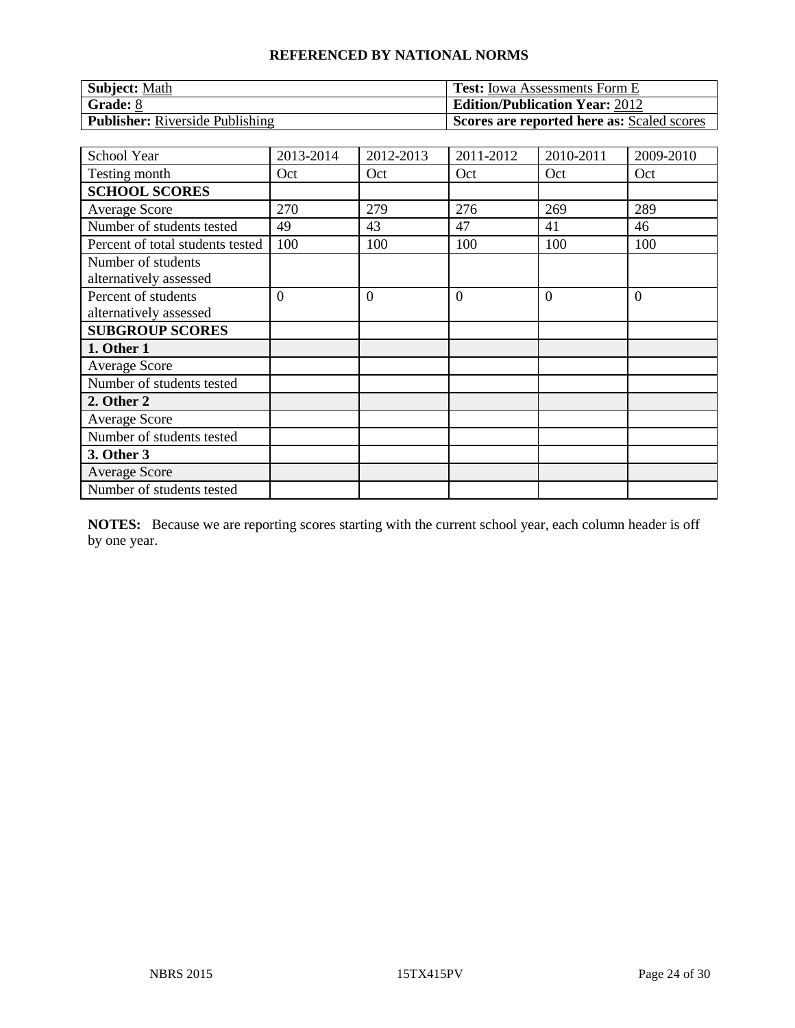**REFERENCED BY NATIONAL NORMS**

| **Subject:** Math | **Test:** Iowa Assessments Form E |
|---|---|
| **Grade:** 8 | **Edition/Publication Year:** 2012 |
| **Publisher:** Riverside Publishing | **Scores are reported here as:** Scaled scores |

| School Year | 2013-2014 | 2012-2013 | 2011-2012 | 2010-2011 | 2009-2010 |
|---|---|---|---|---|---|
| Testing month | Oct | Oct | Oct | Oct | Oct |
| **SCHOOL SCORES** | | | | | |
| Average Score | 270 | 279 | 276 | 269 | 289 |
| Number of students tested | 49 | 43 | 47 | 41 | 46 |
| Percent of total students tested | 100 | 100 | 100 | 100 | 100 |
| Number of students alternatively assessed | | | | | |
| Percent of students alternatively assessed | 0 | 0 | 0 | 0 | 0 |
| **SUBGROUP SCORES** | | | | | |
| **1. Other 1** | | | | | |
| Average Score | | | | | |
| Number of students tested | | | | | |
| **2. Other 2** | | | | | |
| Average Score | | | | | |
| Number of students tested | | | | | |
| **3. Other 3** | | | | | |
| Average Score | | | | | |
| Number of students tested | | | | | |

**NOTES:** Because we are reporting scores starting with the current school year, each column header is off by one year.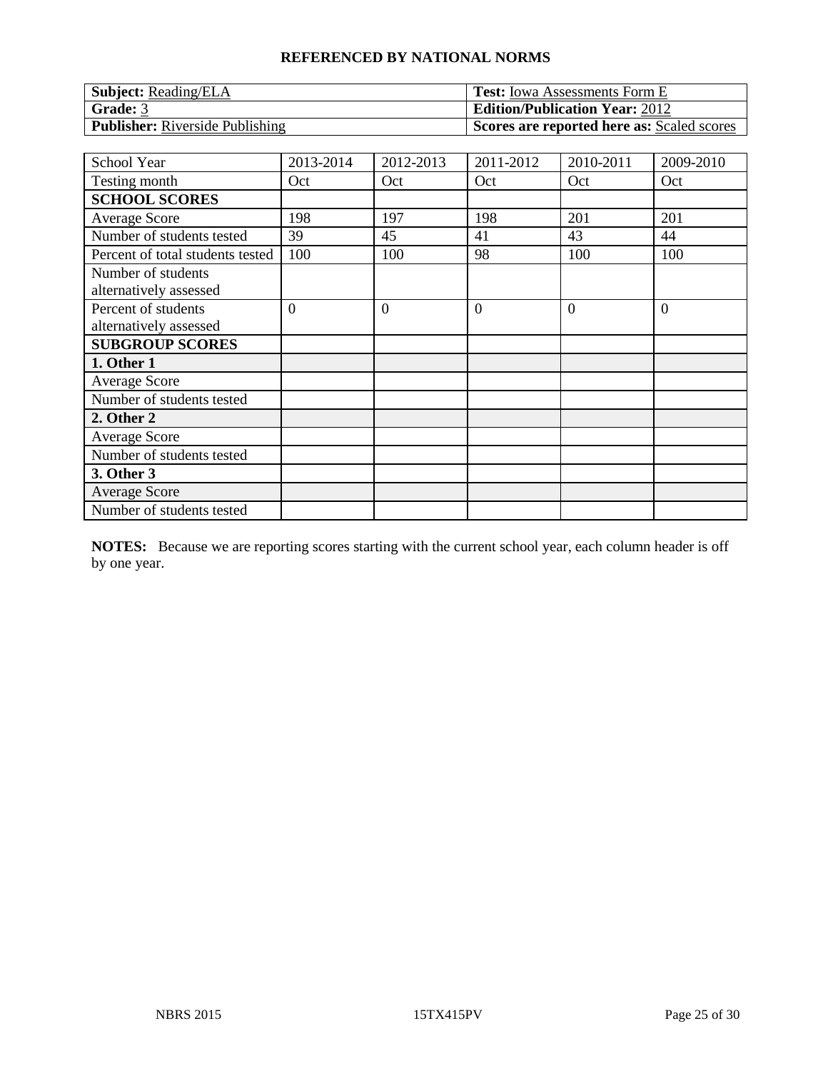**REFERENCED BY NATIONAL NORMS**

| **Subject:** Reading/ELA | **Test:** Iowa Assessments Form E |
|---|---|
| **Grade:** 3 | **Edition/Publication Year:** 2012 |
| **Publisher:** Riverside Publishing | **Scores are reported here as:** Scaled scores |

| School Year | 2013-2014 | 2012-2013 | 2011-2012 | 2010-2011 | 2009-2010 |
|---|---|---|---|---|---|
| Testing month | Oct | Oct | Oct | Oct | Oct |
| **SCHOOL SCORES** | | | | | |
| Average Score | 198 | 197 | 198 | 201 | 201 |
| Number of students tested | 39 | 45 | 41 | 43 | 44 |
| Percent of total students tested | 100 | 100 | 98 | 100 | 100 |
| Number of students alternatively assessed | | | | | |
| Percent of students alternatively assessed | 0 | 0 | 0 | 0 | 0 |
| **SUBGROUP SCORES** | | | | | |
| **1. Other 1** | | | | | |
| Average Score | | | | | |
| Number of students tested | | | | | |
| **2. Other 2** | | | | | |
| Average Score | | | | | |
| Number of students tested | | | | | |
| **3. Other 3** | | | | | |
| Average Score | | | | | |
| Number of students tested | | | | | |

**NOTES:** Because we are reporting scores starting with the current school year, each column header is off by one year.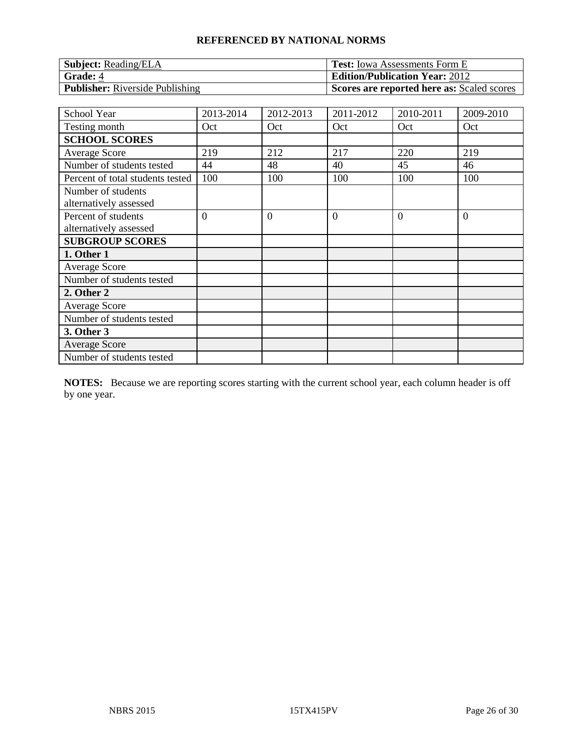## REFERENCED BY NATIONAL NORMS

| **Subject:** Reading/ELA | **Test:** Iowa Assessments Form E |
|---|---|
| **Grade:** 4 | **Edition/Publication Year:** 2012 |
| **Publisher:** Riverside Publishing | **Scores are reported here as:** Scaled scores |

| School Year | 2013-2014 | 2012-2013 | 2011-2012 | 2010-2011 | 2009-2010 |
|---|---|---|---|---|---|
| Testing month | Oct | Oct | Oct | Oct | Oct |
| **SCHOOL SCORES** | | | | | |
| Average Score | 219 | 212 | 217 | 220 | 219 |
| Number of students tested | 44 | 48 | 40 | 45 | 46 |
| Percent of total students tested | 100 | 100 | 100 | 100 | 100 |
| Number of students alternatively assessed | | | | | |
| Percent of students alternatively assessed | 0 | 0 | 0 | 0 | 0 |
| **SUBGROUP SCORES** | | | | | |
| **1. Other 1** | | | | | |
| Average Score | | | | | |
| Number of students tested | | | | | |
| **2. Other 2** | | | | | |
| Average Score | | | | | |
| Number of students tested | | | | | |
| **3. Other 3** | | | | | |
| Average Score | | | | | |
| Number of students tested | | | | | |

**NOTES:** Because we are reporting scores starting with the current school year, each column header is off by one year.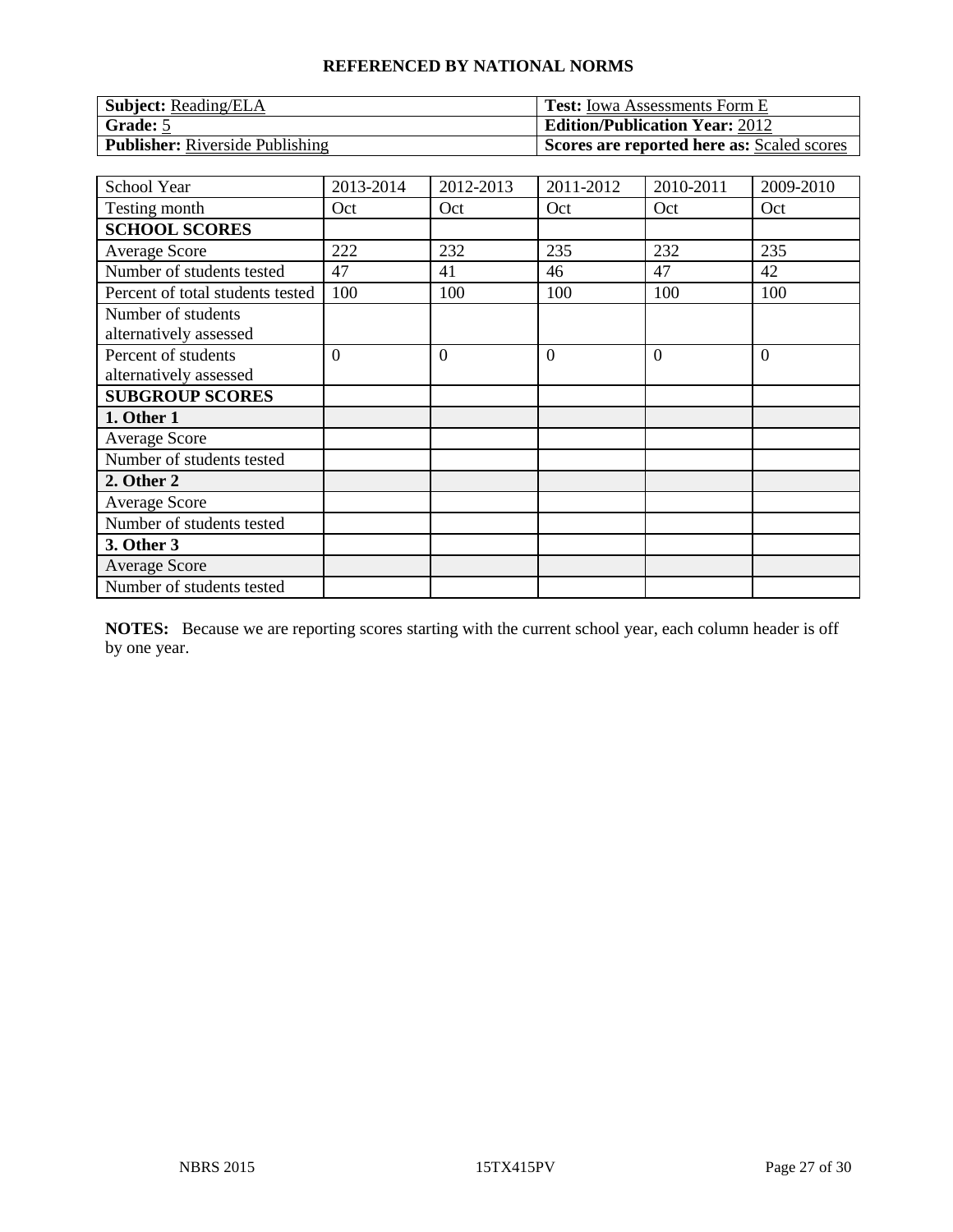**REFERENCED BY NATIONAL NORMS**

| **Subject:** Reading/ELA | **Test:** Iowa Assessments Form E |
|---|---|
| **Grade:** 5 | **Edition/Publication Year:** 2012 |
| **Publisher:** Riverside Publishing | **Scores are reported here as:** Scaled scores |

| School Year | 2013-2014 | 2012-2013 | 2011-2012 | 2010-2011 | 2009-2010 |
|---|---|---|---|---|---|
| Testing month | Oct | Oct | Oct | Oct | Oct |
| **SCHOOL SCORES** | | | | | |
| Average Score | 222 | 232 | 235 | 232 | 235 |
| Number of students tested | 47 | 41 | 46 | 47 | 42 |
| Percent of total students tested | 100 | 100 | 100 | 100 | 100 |
| Number of students alternatively assessed | | | | | |
| Percent of students alternatively assessed | 0 | 0 | 0 | 0 | 0 |
| **SUBGROUP SCORES** | | | | | |
| **1. Other 1** | | | | | |
| Average Score | | | | | |
| Number of students tested | | | | | |
| **2. Other 2** | | | | | |
| Average Score | | | | | |
| Number of students tested | | | | | |
| **3. Other 3** | | | | | |
| Average Score | | | | | |
| Number of students tested | | | | | |

**NOTES:** Because we are reporting scores starting with the current school year, each column header is off by one year.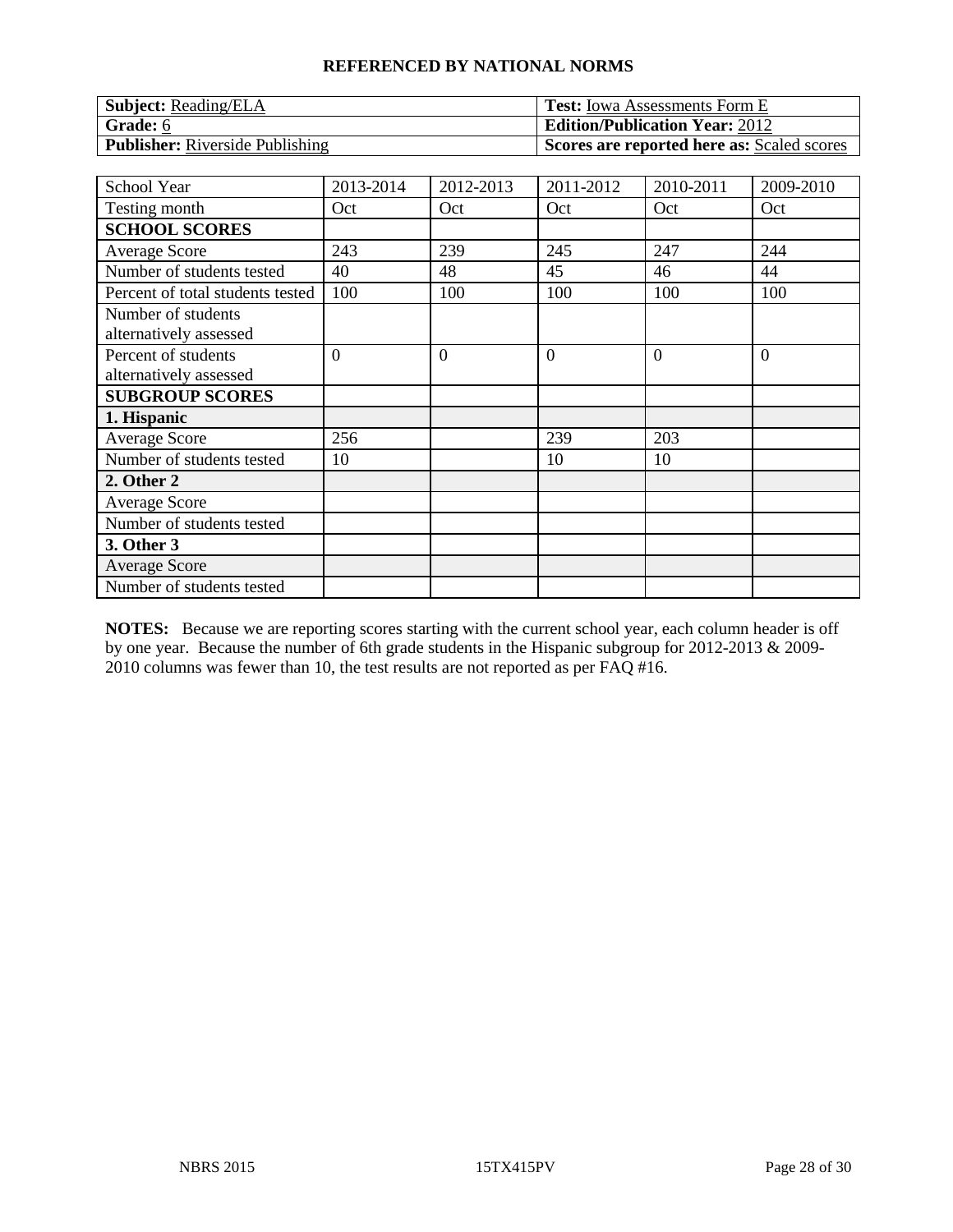**REFERENCED BY NATIONAL NORMS**

| **Subject:** Reading/ELA | **Test:** Iowa Assessments Form E |
|---|---|
| **Grade:** 6 | **Edition/Publication Year:** 2012 |
| **Publisher:** Riverside Publishing | **Scores are reported here as:** Scaled scores |

| School Year | 2013-2014 | 2012-2013 | 2011-2012 | 2010-2011 | 2009-2010 |
|---|---|---|---|---|---|
| Testing month | Oct | Oct | Oct | Oct | Oct |
| **SCHOOL SCORES** | | | | | |
| Average Score | 243 | 239 | 245 | 247 | 244 |
| Number of students tested | 40 | 48 | 45 | 46 | 44 |
| Percent of total students tested | 100 | 100 | 100 | 100 | 100 |
| Number of students alternatively assessed | | | | | |
| Percent of students alternatively assessed | 0 | 0 | 0 | 0 | 0 |
| **SUBGROUP SCORES** | | | | | |
| **1. Hispanic** | | | | | |
| Average Score | 256 | | 239 | 203 | |
| Number of students tested | 10 | | 10 | 10 | |
| **2. Other 2** | | | | | |
| Average Score | | | | | |
| Number of students tested | | | | | |
| **3. Other 3** | | | | | |
| Average Score | | | | | |
| Number of students tested | | | | | |

**NOTES:** Because we are reporting scores starting with the current school year, each column header is off by one year. Because the number of 6th grade students in the Hispanic subgroup for 2012-2013 & 2009-2010 columns was fewer than 10, the test results are not reported as per FAQ #16.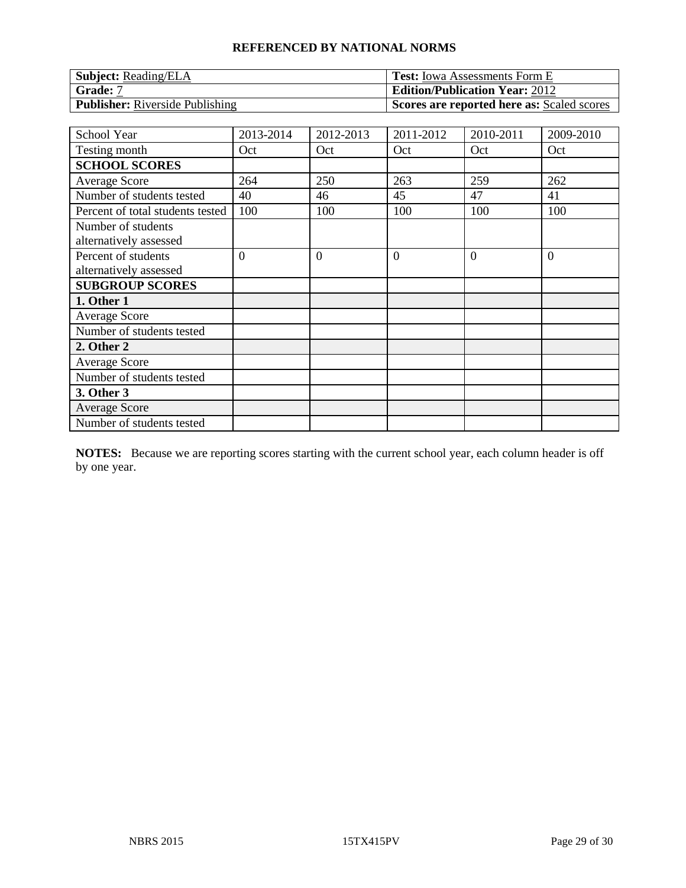**REFERENCED BY NATIONAL NORMS**

| **Subject:** Reading/ELA | **Test:** Iowa Assessments Form E |
|---|---|
| **Grade:** 7 | **Edition/Publication Year:** 2012 |
| **Publisher:** Riverside Publishing | **Scores are reported here as:** Scaled scores |

| School Year | 2013-2014 | 2012-2013 | 2011-2012 | 2010-2011 | 2009-2010 |
|---|---|---|---|---|---|
| Testing month | Oct | Oct | Oct | Oct | Oct |
| **SCHOOL SCORES** | | | | | |
| Average Score | 264 | 250 | 263 | 259 | 262 |
| Number of students tested | 40 | 46 | 45 | 47 | 41 |
| Percent of total students tested | 100 | 100 | 100 | 100 | 100 |
| Number of students alternatively assessed | | | | | |
| Percent of students alternatively assessed | 0 | 0 | 0 | 0 | 0 |
| **SUBGROUP SCORES** | | | | | |
| **1. Other 1** | | | | | |
| Average Score | | | | | |
| Number of students tested | | | | | |
| **2. Other 2** | | | | | |
| Average Score | | | | | |
| Number of students tested | | | | | |
| **3. Other 3** | | | | | |
| Average Score | | | | | |
| Number of students tested | | | | | |

**NOTES:** Because we are reporting scores starting with the current school year, each column header is off by one year.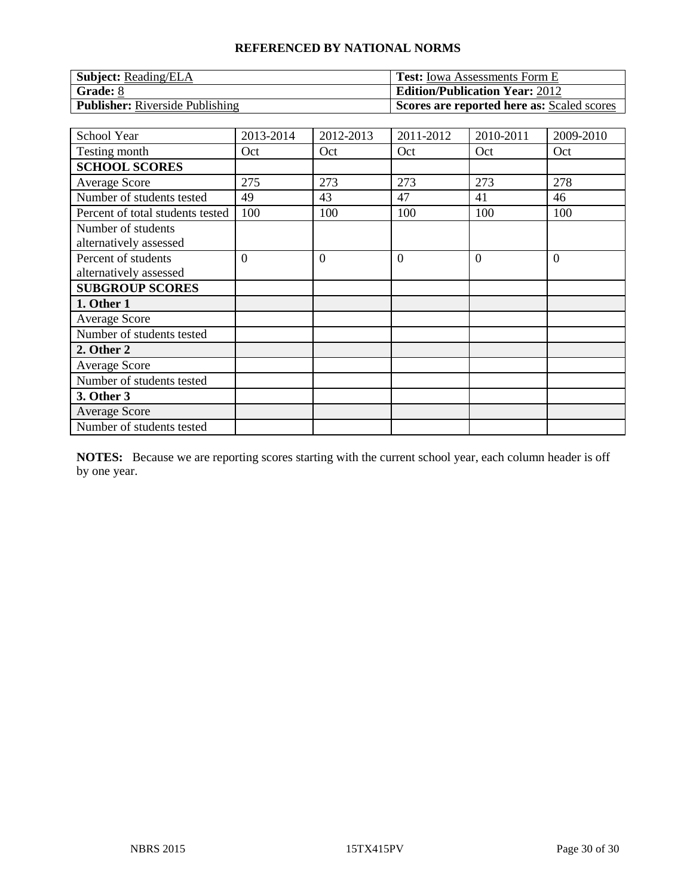**REFERENCED BY NATIONAL NORMS**

| | |
|---|---|
| **Subject:** Reading/ELA | **Test:** Iowa Assessments Form E |
| **Grade:** 8 | **Edition/Publication Year:** 2012 |
| **Publisher:** Riverside Publishing | **Scores are reported here as:** Scaled scores |

| School Year | 2013-2014 | 2012-2013 | 2011-2012 | 2010-2011 | 2009-2010 |
|---|---|---|---|---|---|
| Testing month | Oct | Oct | Oct | Oct | Oct |
| **SCHOOL SCORES** | | | | | |
| Average Score | 275 | 273 | 273 | 273 | 278 |
| Number of students tested | 49 | 43 | 47 | 41 | 46 |
| Percent of total students tested | 100 | 100 | 100 | 100 | 100 |
| Number of students alternatively assessed | | | | | |
| Percent of students alternatively assessed | 0 | 0 | 0 | 0 | 0 |
| **SUBGROUP SCORES** | | | | | |
| **1. Other 1** | | | | | |
| Average Score | | | | | |
| Number of students tested | | | | | |
| **2. Other 2** | | | | | |
| Average Score | | | | | |
| Number of students tested | | | | | |
| **3. Other 3** | | | | | |
| Average Score | | | | | |
| Number of students tested | | | | | |

**NOTES:** Because we are reporting scores starting with the current school year, each column header is off by one year.